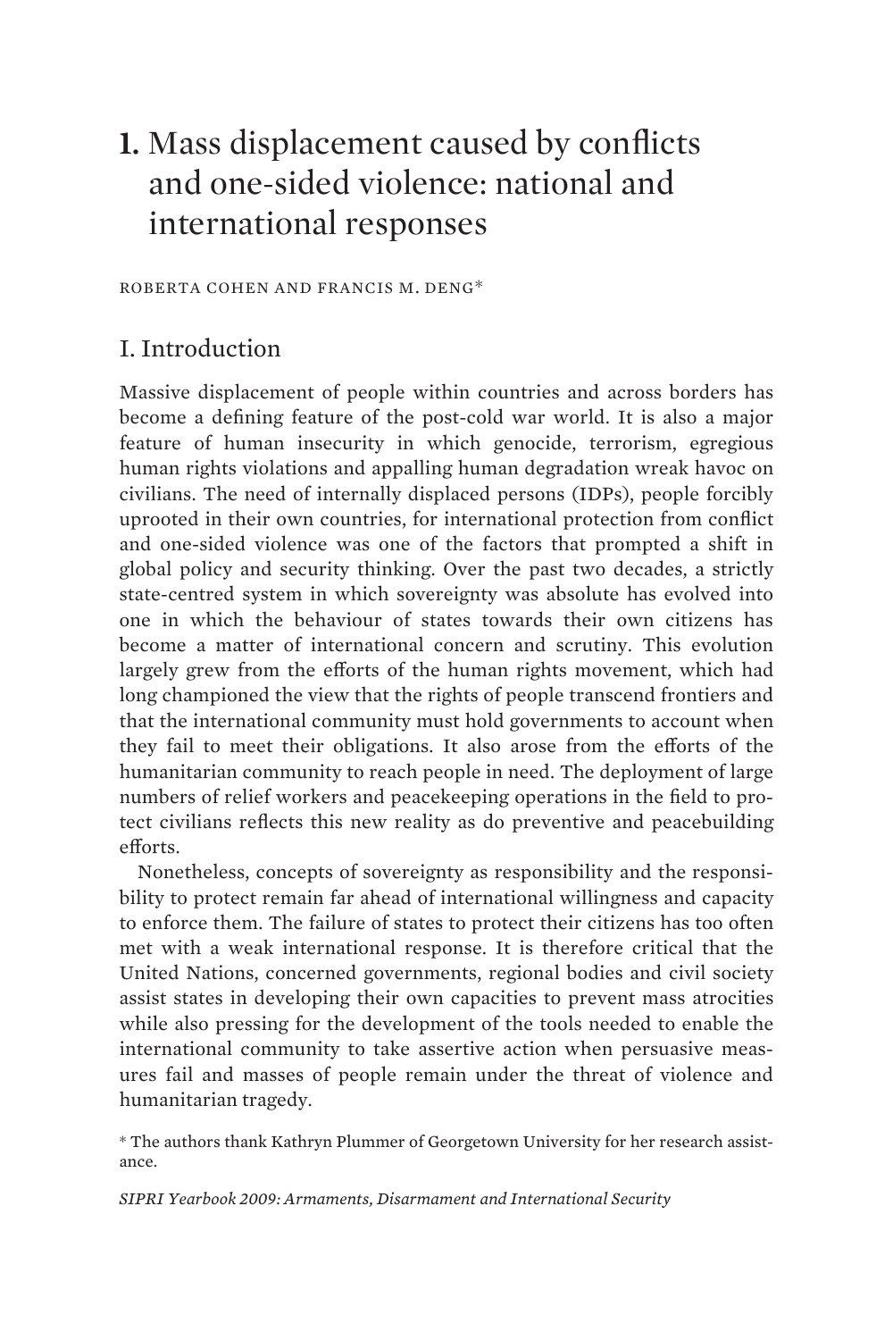# 1. Mass displacement caused by conflicts and one-sided violence: national and international responses

ROBERTA COHEN AND FRANCIS M. DENG*

## I. Introduction

Massive displacement of people within countries and across borders has become a defining feature of the post-cold war world. It is also a major feature of human insecurity in which genocide, terrorism, egregious human rights violations and appalling human degradation wreak havoc on civilians. The need of internally displaced persons (IDPs), people forcibly uprooted in their own countries, for international protection from conflict and one-sided violence was one of the factors that prompted a shift in global policy and security thinking. Over the past two decades, a strictly state-centred system in which sovereignty was absolute has evolved into one in which the behaviour of states towards their own citizens has become a matter of international concern and scrutiny. This evolution largely grew from the efforts of the human rights movement, which had long championed the view that the rights of people transcend frontiers and that the international community must hold governments to account when they fail to meet their obligations. It also arose from the efforts of the humanitarian community to reach people in need. The deployment of large numbers of relief workers and peacekeeping operations in the field to protect civilians reflects this new reality as do preventive and peacebuilding efforts.

Nonetheless, concepts of sovereignty as responsibility and the responsibility to protect remain far ahead of international willingness and capacity to enforce them. The failure of states to protect their citizens has too often met with a weak international response. It is therefore critical that the United Nations, concerned governments, regional bodies and civil society assist states in developing their own capacities to prevent mass atrocities while also pressing for the development of the tools needed to enable the international community to take assertive action when persuasive measures fail and masses of people remain under the threat of violence and humanitarian tragedy.

\* The authors thank Kathryn Plummer of Georgetown University for her research assistance.

*SIPRI Yearbook 2009: Armaments, Disarmament and International Security*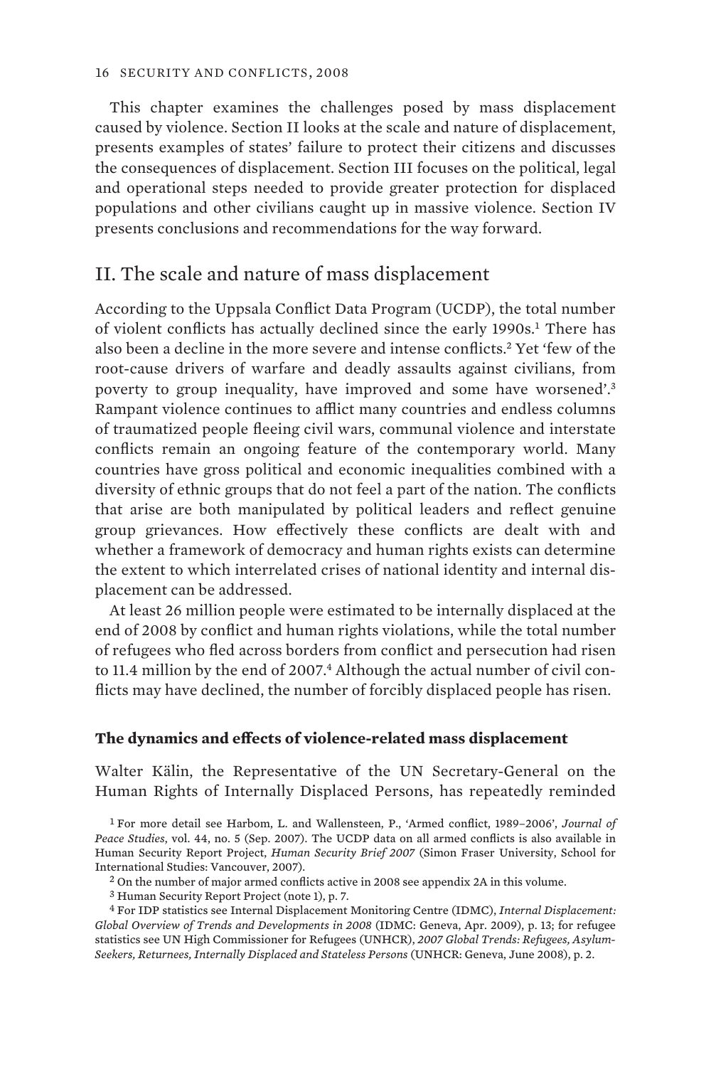This chapter examines the challenges posed by mass displacement caused by violence. Section II looks at the scale and nature of displacement, presents examples of states' failure to protect their citizens and discusses the consequences of displacement. Section III focuses on the political, legal and operational steps needed to provide greater protection for displaced populations and other civilians caught up in massive violence. Section IV presents conclusions and recommendations for the way forward.

## II. The scale and nature of mass displacement

According to the Uppsala Conflict Data Program (UCDP), the total number of violent conflicts has actually declined since the early 1990s.[1] There has also been a decline in the more severe and intense conflicts.[2] Yet 'few of the root-cause drivers of warfare and deadly assaults against civilians, from poverty to group inequality, have improved and some have worsened'.[3] Rampant violence continues to afflict many countries and endless columns of traumatized people fleeing civil wars, communal violence and interstate conflicts remain an ongoing feature of the contemporary world. Many countries have gross political and economic inequalities combined with a diversity of ethnic groups that do not feel a part of the nation. The conflicts that arise are both manipulated by political leaders and reflect genuine group grievances. How effectively these conflicts are dealt with and whether a framework of democracy and human rights exists can determine the extent to which interrelated crises of national identity and internal displacement can be addressed.

At least 26 million people were estimated to be internally displaced at the end of 2008 by conflict and human rights violations, while the total number of refugees who fled across borders from conflict and persecution had risen to 11.4 million by the end of 2007.[4] Although the actual number of civil conflicts may have declined, the number of forcibly displaced people has risen.

### The dynamics and effects of violence-related mass displacement

Walter Kälin, the Representative of the UN Secretary-General on the Human Rights of Internally Displaced Persons, has repeatedly reminded

[1] For more detail see Harbom, L. and Wallensteen, P., 'Armed conflict, 1989–2006', *Journal of Peace Studies*, vol. 44, no. 5 (Sep. 2007). The UCDP data on all armed conflicts is also available in Human Security Report Project, *Human Security Brief 2007* (Simon Fraser University, School for International Studies: Vancouver, 2007).

[2] On the number of major armed conflicts active in 2008 see appendix 2A in this volume.

[3] Human Security Report Project (note 1), p. 7.

[4] For IDP statistics see Internal Displacement Monitoring Centre (IDMC), *Internal Displacement: Global Overview of Trends and Developments in 2008* (IDMC: Geneva, Apr. 2009), p. 13; for refugee statistics see UN High Commissioner for Refugees (UNHCR), *2007 Global Trends: Refugees, Asylum-Seekers, Returnees, Internally Displaced and Stateless Persons* (UNHCR: Geneva, June 2008), p. 2.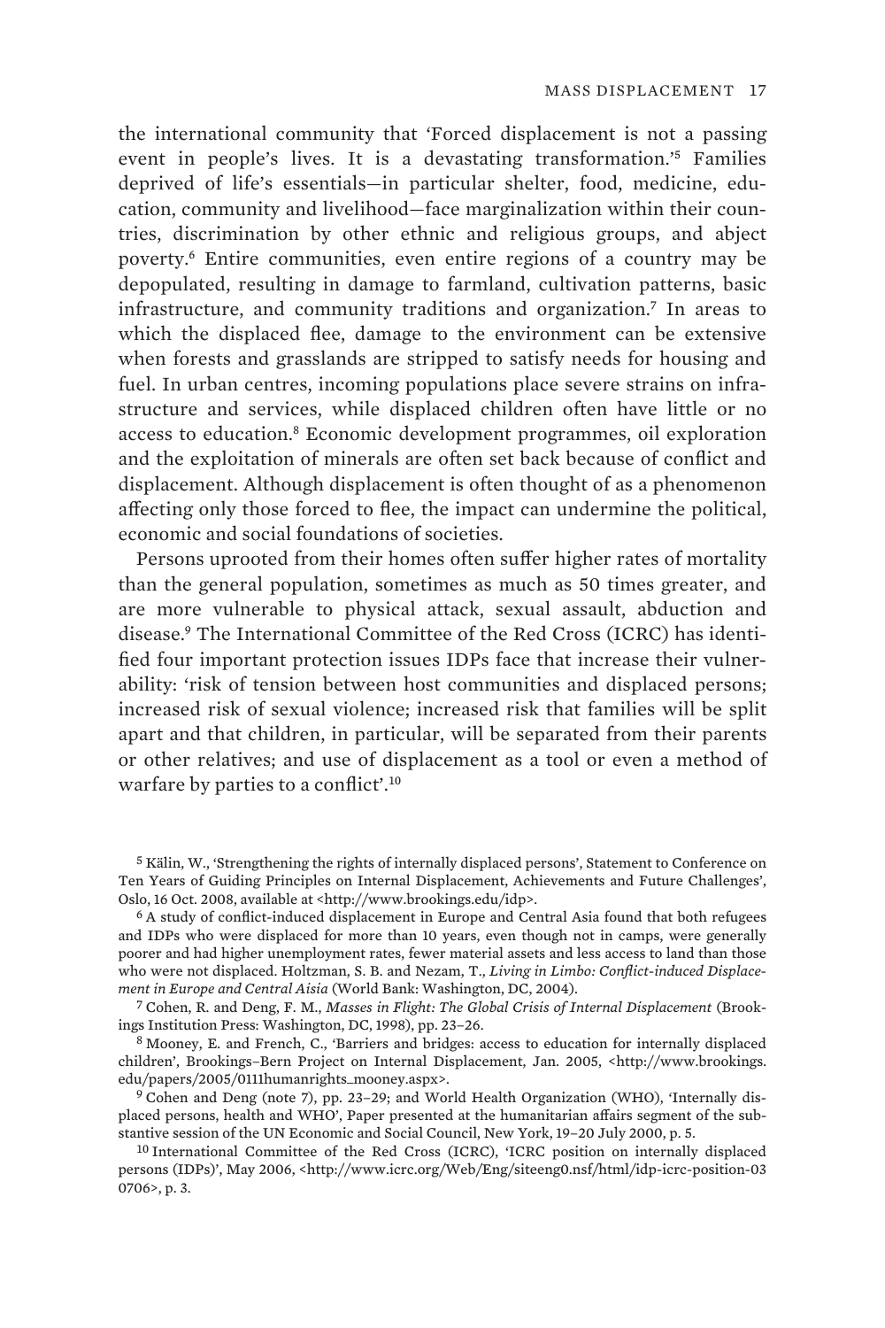the international community that 'Forced displacement is not a passing event in people's lives. It is a devastating transformation.'[5] Families deprived of life's essentials—in particular shelter, food, medicine, education, community and livelihood—face marginalization within their countries, discrimination by other ethnic and religious groups, and abject poverty.[6] Entire communities, even entire regions of a country may be depopulated, resulting in damage to farmland, cultivation patterns, basic infrastructure, and community traditions and organization.[7] In areas to which the displaced flee, damage to the environment can be extensive when forests and grasslands are stripped to satisfy needs for housing and fuel. In urban centres, incoming populations place severe strains on infrastructure and services, while displaced children often have little or no access to education.[8] Economic development programmes, oil exploration and the exploitation of minerals are often set back because of conflict and displacement. Although displacement is often thought of as a phenomenon affecting only those forced to flee, the impact can undermine the political, economic and social foundations of societies.

Persons uprooted from their homes often suffer higher rates of mortality than the general population, sometimes as much as 50 times greater, and are more vulnerable to physical attack, sexual assault, abduction and disease.[9] The International Committee of the Red Cross (ICRC) has identified four important protection issues IDPs face that increase their vulnerability: 'risk of tension between host communities and displaced persons; increased risk of sexual violence; increased risk that families will be split apart and that children, in particular, will be separated from their parents or other relatives; and use of displacement as a tool or even a method of warfare by parties to a conflict'.[10]

[5] Kälin, W., 'Strengthening the rights of internally displaced persons', Statement to Conference on Ten Years of Guiding Principles on Internal Displacement, Achievements and Future Challenges', Oslo, 16 Oct. 2008, available at <http://www.brookings.edu/idp>.

[6] A study of conflict-induced displacement in Europe and Central Asia found that both refugees and IDPs who were displaced for more than 10 years, even though not in camps, were generally poorer and had higher unemployment rates, fewer material assets and less access to land than those who were not displaced. Holtzman, S. B. and Nezam, T., *Living in Limbo: Conflict-induced Displacement in Europe and Central Asia* (World Bank: Washington, DC, 2004).

[7] Cohen, R. and Deng, F. M., *Masses in Flight: The Global Crisis of Internal Displacement* (Brookings Institution Press: Washington, DC, 1998), pp. 23–26.

[8] Mooney, E. and French, C., 'Barriers and bridges: access to education for internally displaced children', Brookings–Bern Project on Internal Displacement, Jan. 2005, <http://www.brookings.edu/papers/2005/0111humanrights_mooney.aspx>.

[9] Cohen and Deng (note 7), pp. 23–29; and World Health Organization (WHO), 'Internally displaced persons, health and WHO', Paper presented at the humanitarian affairs segment of the substantive session of the UN Economic and Social Council, New York, 19–20 July 2000, p. 5.

[10] International Committee of the Red Cross (ICRC), 'ICRC position on internally displaced persons (IDPs)', May 2006, <http://www.icrc.org/Web/Eng/siteeng0.nsf/html/idp-icrc-position-030706>, p. 3.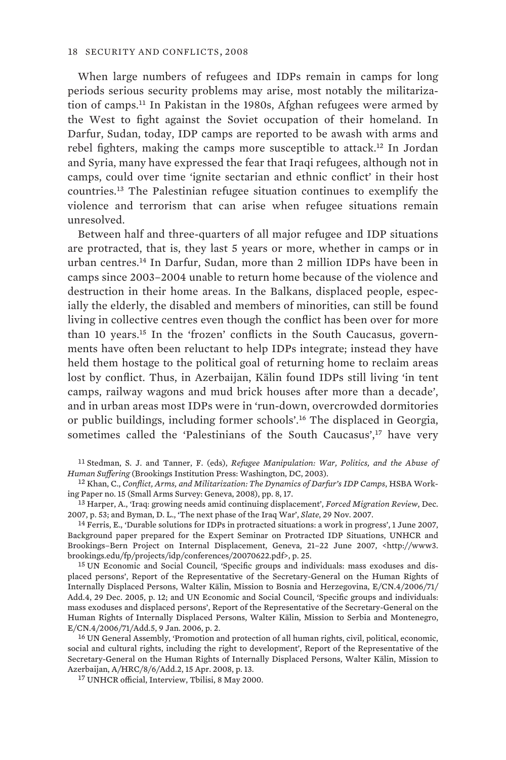When large numbers of refugees and IDPs remain in camps for long periods serious security problems may arise, most notably the militarization of camps.[11] In Pakistan in the 1980s, Afghan refugees were armed by the West to fight against the Soviet occupation of their homeland. In Darfur, Sudan, today, IDP camps are reported to be awash with arms and rebel fighters, making the camps more susceptible to attack.[12] In Jordan and Syria, many have expressed the fear that Iraqi refugees, although not in camps, could over time 'ignite sectarian and ethnic conflict' in their host countries.[13] The Palestinian refugee situation continues to exemplify the violence and terrorism that can arise when refugee situations remain unresolved.

Between half and three-quarters of all major refugee and IDP situations are protracted, that is, they last 5 years or more, whether in camps or in urban centres.[14] In Darfur, Sudan, more than 2 million IDPs have been in camps since 2003–2004 unable to return home because of the violence and destruction in their home areas. In the Balkans, displaced people, especially the elderly, the disabled and members of minorities, can still be found living in collective centres even though the conflict has been over for more than 10 years.[15] In the 'frozen' conflicts in the South Caucasus, governments have often been reluctant to help IDPs integrate; instead they have held them hostage to the political goal of returning home to reclaim areas lost by conflict. Thus, in Azerbaijan, Kälin found IDPs still living 'in tent camps, railway wagons and mud brick houses after more than a decade', and in urban areas most IDPs were in 'run-down, overcrowded dormitories or public buildings, including former schools'.[16] The displaced in Georgia, sometimes called the 'Palestinians of the South Caucasus',[17] have very

[11] Stedman, S. J. and Tanner, F. (eds), *Refugee Manipulation: War, Politics, and the Abuse of Human Suffering* (Brookings Institution Press: Washington, DC, 2003).

[12] Khan, C., *Conflict, Arms, and Militarization: The Dynamics of Darfur's IDP Camps*, HSBA Working Paper no. 15 (Small Arms Survey: Geneva, 2008), pp. 8, 17.

[13] Harper, A., 'Iraq: growing needs amid continuing displacement', *Forced Migration Review*, Dec. 2007, p. 53; and Byman, D. L., 'The next phase of the Iraq War', *Slate*, 29 Nov. 2007.

[14] Ferris, E., 'Durable solutions for IDPs in protracted situations: a work in progress', 1 June 2007, Background paper prepared for the Expert Seminar on Protracted IDP Situations, UNHCR and Brookings–Bern Project on Internal Displacement, Geneva, 21–22 June 2007, <http://www3.brookings.edu/fp/projects/idp/conferences/20070622.pdf>, p. 25.

[15] UN Economic and Social Council, 'Specific groups and individuals: mass exoduses and displaced persons', Report of the Representative of the Secretary-General on the Human Rights of Internally Displaced Persons, Walter Kälin, Mission to Bosnia and Herzegovina, E/CN.4/2006/71/Add.4, 29 Dec. 2005, p. 12; and UN Economic and Social Council, 'Specific groups and individuals: mass exoduses and displaced persons', Report of the Representative of the Secretary-General on the Human Rights of Internally Displaced Persons, Walter Kälin, Mission to Serbia and Montenegro, E/CN.4/2006/71/Add.5, 9 Jan. 2006, p. 2.

[16] UN General Assembly, 'Promotion and protection of all human rights, civil, political, economic, social and cultural rights, including the right to development', Report of the Representative of the Secretary-General on the Human Rights of Internally Displaced Persons, Walter Kälin, Mission to Azerbaijan, A/HRC/8/6/Add.2, 15 Apr. 2008, p. 13.

[17] UNHCR official, Interview, Tbilisi, 8 May 2000.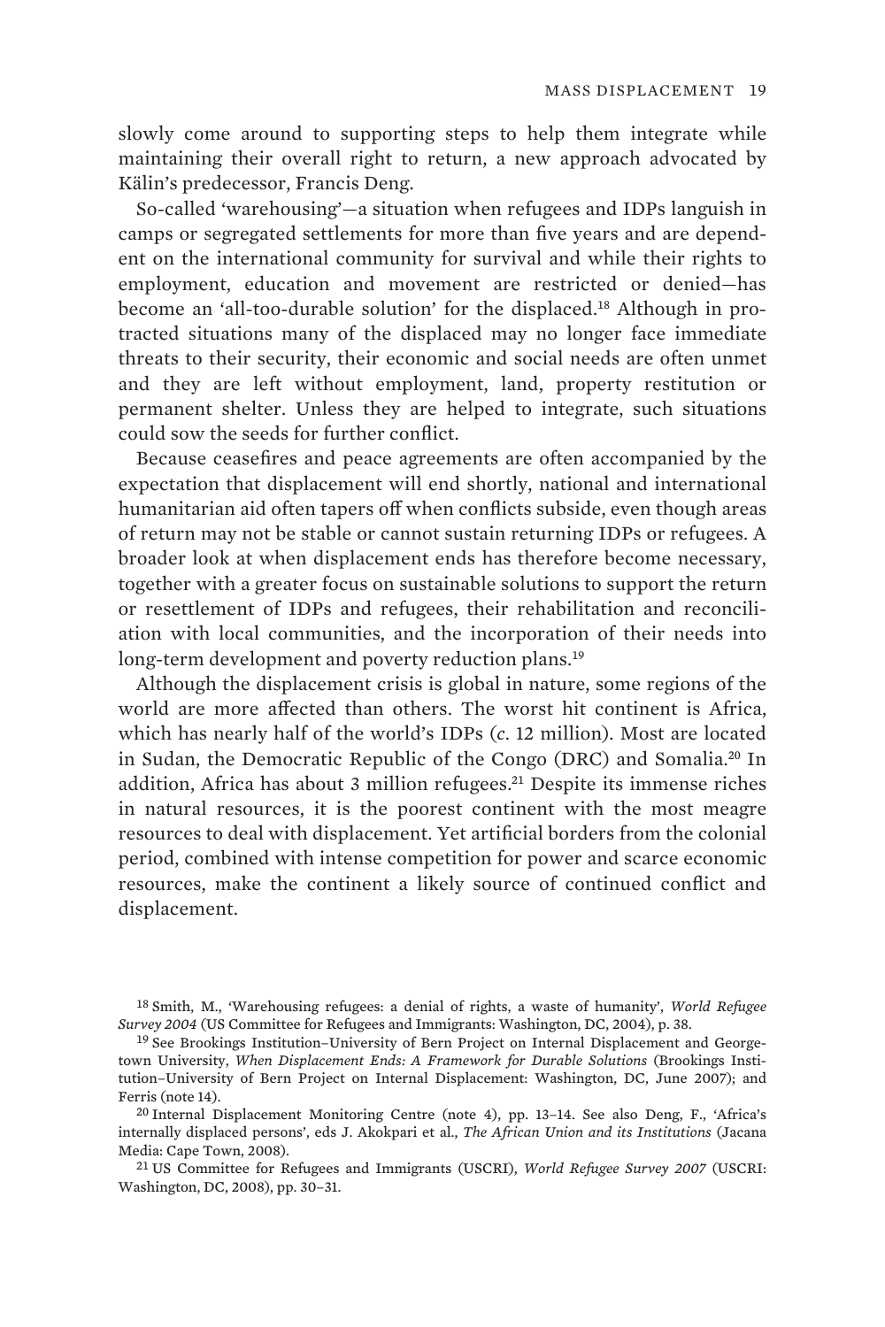slowly come around to supporting steps to help them integrate while maintaining their overall right to return, a new approach advocated by Kälin's predecessor, Francis Deng.

So-called 'warehousing'—a situation when refugees and IDPs languish in camps or segregated settlements for more than five years and are dependent on the international community for survival and while their rights to employment, education and movement are restricted or denied—has become an 'all-too-durable solution' for the displaced.[18] Although in protracted situations many of the displaced may no longer face immediate threats to their security, their economic and social needs are often unmet and they are left without employment, land, property restitution or permanent shelter. Unless they are helped to integrate, such situations could sow the seeds for further conflict.

Because ceasefires and peace agreements are often accompanied by the expectation that displacement will end shortly, national and international humanitarian aid often tapers off when conflicts subside, even though areas of return may not be stable or cannot sustain returning IDPs or refugees. A broader look at when displacement ends has therefore become necessary, together with a greater focus on sustainable solutions to support the return or resettlement of IDPs and refugees, their rehabilitation and reconciliation with local communities, and the incorporation of their needs into long-term development and poverty reduction plans.[19]

Although the displacement crisis is global in nature, some regions of the world are more affected than others. The worst hit continent is Africa, which has nearly half of the world's IDPs (*c.* 12 million). Most are located in Sudan, the Democratic Republic of the Congo (DRC) and Somalia.[20] In addition, Africa has about 3 million refugees.[21] Despite its immense riches in natural resources, it is the poorest continent with the most meagre resources to deal with displacement. Yet artificial borders from the colonial period, combined with intense competition for power and scarce economic resources, make the continent a likely source of continued conflict and displacement.

---

[18] Smith, M., 'Warehousing refugees: a denial of rights, a waste of humanity', *World Refugee Survey 2004* (US Committee for Refugees and Immigrants: Washington, DC, 2004), p. 38.

[19] See Brookings Institution–University of Bern Project on Internal Displacement and Georgetown University, *When Displacement Ends: A Framework for Durable Solutions* (Brookings Institution–University of Bern Project on Internal Displacement: Washington, DC, June 2007); and Ferris (note 14).

[20] Internal Displacement Monitoring Centre (note 4), pp. 13–14. See also Deng, F., 'Africa's internally displaced persons', eds J. Akokpari et al., *The African Union and its Institutions* (Jacana Media: Cape Town, 2008).

[21] US Committee for Refugees and Immigrants (USCRI), *World Refugee Survey 2007* (USCRI: Washington, DC, 2008), pp. 30–31.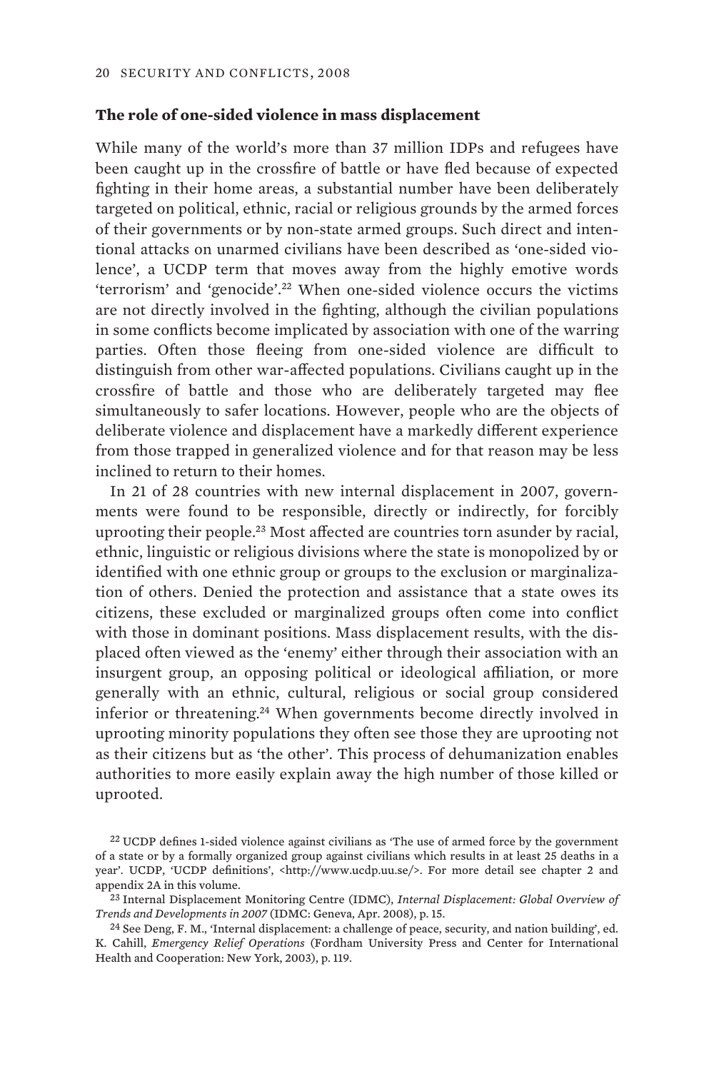### The role of one-sided violence in mass displacement

While many of the world's more than 37 million IDPs and refugees have been caught up in the crossfire of battle or have fled because of expected fighting in their home areas, a substantial number have been deliberately targeted on political, ethnic, racial or religious grounds by the armed forces of their governments or by non-state armed groups. Such direct and intentional attacks on unarmed civilians have been described as 'one-sided violence', a UCDP term that moves away from the highly emotive words 'terrorism' and 'genocide'.[22] When one-sided violence occurs the victims are not directly involved in the fighting, although the civilian populations in some conflicts become implicated by association with one of the warring parties. Often those fleeing from one-sided violence are difficult to distinguish from other war-affected populations. Civilians caught up in the crossfire of battle and those who are deliberately targeted may flee simultaneously to safer locations. However, people who are the objects of deliberate violence and displacement have a markedly different experience from those trapped in generalized violence and for that reason may be less inclined to return to their homes.

In 21 of 28 countries with new internal displacement in 2007, governments were found to be responsible, directly or indirectly, for forcibly uprooting their people.[23] Most affected are countries torn asunder by racial, ethnic, linguistic or religious divisions where the state is monopolized by or identified with one ethnic group or groups to the exclusion or marginalization of others. Denied the protection and assistance that a state owes its citizens, these excluded or marginalized groups often come into conflict with those in dominant positions. Mass displacement results, with the displaced often viewed as the 'enemy' either through their association with an insurgent group, an opposing political or ideological affiliation, or more generally with an ethnic, cultural, religious or social group considered inferior or threatening.[24] When governments become directly involved in uprooting minority populations they often see those they are uprooting not as their citizens but as 'the other'. This process of dehumanization enables authorities to more easily explain away the high number of those killed or uprooted.

[22] UCDP defines 1-sided violence against civilians as 'The use of armed force by the government of a state or by a formally organized group against civilians which results in at least 25 deaths in a year'. UCDP, 'UCDP definitions', <http://www.ucdp.uu.se/>. For more detail see chapter 2 and appendix 2A in this volume.

[23] Internal Displacement Monitoring Centre (IDMC), *Internal Displacement: Global Overview of Trends and Developments in 2007* (IDMC: Geneva, Apr. 2008), p. 15.

[24] See Deng, F. M., 'Internal displacement: a challenge of peace, security, and nation building', ed. K. Cahill, *Emergency Relief Operations* (Fordham University Press and Center for International Health and Cooperation: New York, 2003), p. 119.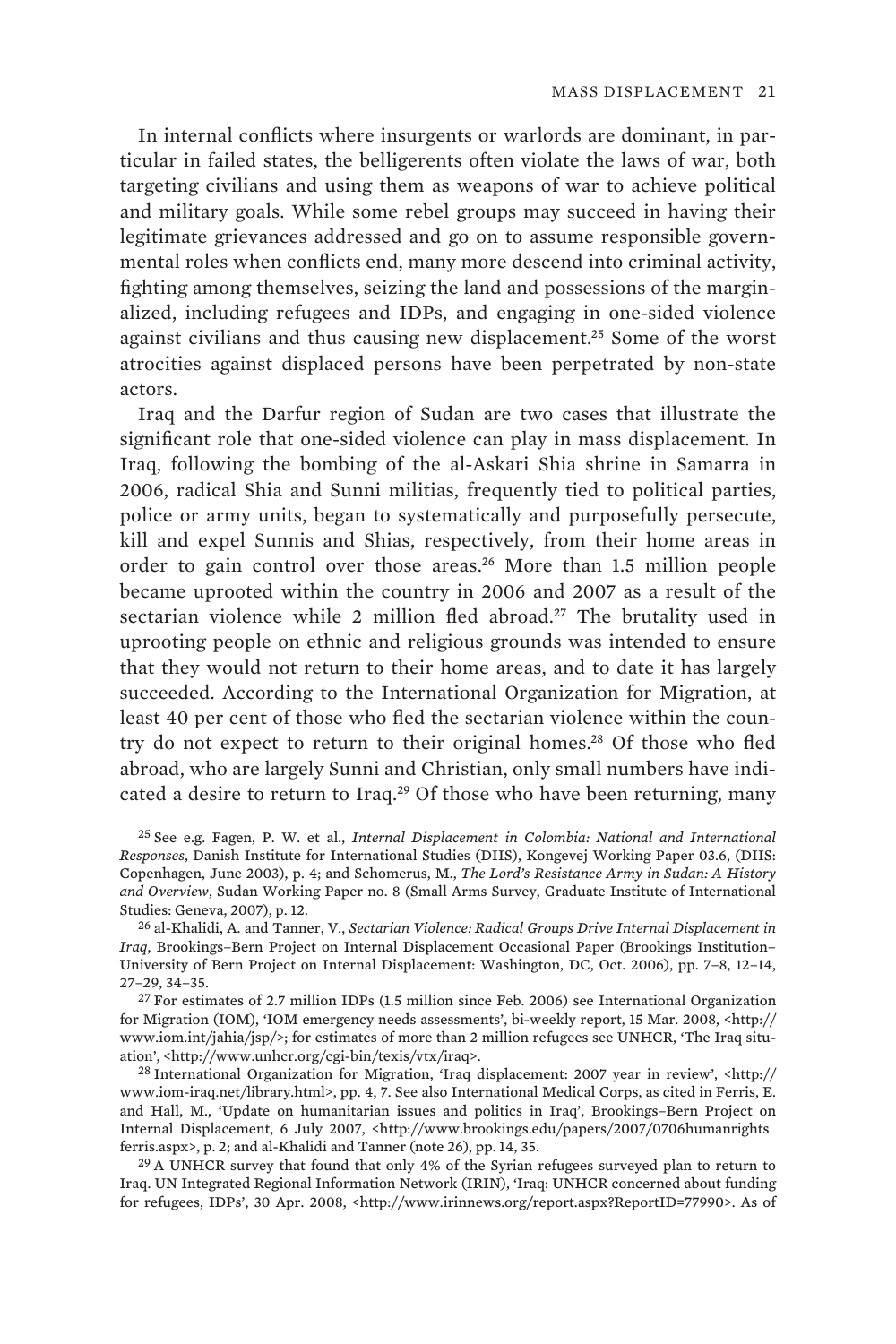In internal conflicts where insurgents or warlords are dominant, in particular in failed states, the belligerents often violate the laws of war, both targeting civilians and using them as weapons of war to achieve political and military goals. While some rebel groups may succeed in having their legitimate grievances addressed and go on to assume responsible governmental roles when conflicts end, many more descend into criminal activity, fighting among themselves, seizing the land and possessions of the marginalized, including refugees and IDPs, and engaging in one-sided violence against civilians and thus causing new displacement.[25] Some of the worst atrocities against displaced persons have been perpetrated by non-state actors.

Iraq and the Darfur region of Sudan are two cases that illustrate the significant role that one-sided violence can play in mass displacement. In Iraq, following the bombing of the al-Askari Shia shrine in Samarra in 2006, radical Shia and Sunni militias, frequently tied to political parties, police or army units, began to systematically and purposefully persecute, kill and expel Sunnis and Shias, respectively, from their home areas in order to gain control over those areas.[26] More than 1.5 million people became uprooted within the country in 2006 and 2007 as a result of the sectarian violence while 2 million fled abroad.[27] The brutality used in uprooting people on ethnic and religious grounds was intended to ensure that they would not return to their home areas, and to date it has largely succeeded. According to the International Organization for Migration, at least 40 per cent of those who fled the sectarian violence within the country do not expect to return to their original homes.[28] Of those who fled abroad, who are largely Sunni and Christian, only small numbers have indicated a desire to return to Iraq.[29] Of those who have been returning, many

[25] See e.g. Fagen, P. W. et al., *Internal Displacement in Colombia: National and International Responses*, Danish Institute for International Studies (DIIS), Kongevej Working Paper 03.6, (DIIS: Copenhagen, June 2003), p. 4; and Schomerus, M., *The Lord's Resistance Army in Sudan: A History and Overview*, Sudan Working Paper no. 8 (Small Arms Survey, Graduate Institute of International Studies: Geneva, 2007), p. 12.

[26] al-Khalidi, A. and Tanner, V., *Sectarian Violence: Radical Groups Drive Internal Displacement in Iraq*, Brookings–Bern Project on Internal Displacement Occasional Paper (Brookings Institution–University of Bern Project on Internal Displacement: Washington, DC, Oct. 2006), pp. 7–8, 12–14, 27–29, 34–35.

[27] For estimates of 2.7 million IDPs (1.5 million since Feb. 2006) see International Organization for Migration (IOM), 'IOM emergency needs assessments', bi-weekly report, 15 Mar. 2008, <http://www.iom.int/jahia/jsp/>; for estimates of more than 2 million refugees see UNHCR, 'The Iraq situation', <http://www.unhcr.org/cgi-bin/texis/vtx/iraq>.

[28] International Organization for Migration, 'Iraq displacement: 2007 year in review', <http://www.iom-iraq.net/library.html>, pp. 4, 7. See also International Medical Corps, as cited in Ferris, E. and Hall, M., 'Update on humanitarian issues and politics in Iraq', Brookings–Bern Project on Internal Displacement, 6 July 2007, <http://www.brookings.edu/papers/2007/0706humanrights_ferris.aspx>, p. 2; and al-Khalidi and Tanner (note 26), pp. 14, 35.

[29] A UNHCR survey that found that only 4% of the Syrian refugees surveyed plan to return to Iraq. UN Integrated Regional Information Network (IRIN), 'Iraq: UNHCR concerned about funding for refugees, IDPs', 30 Apr. 2008, <http://www.irinnews.org/report.aspx?ReportID=77990>. As of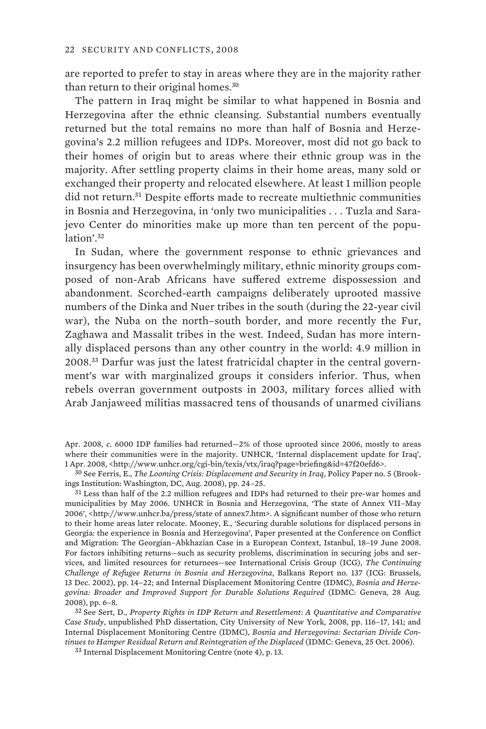are reported to prefer to stay in areas where they are in the majority rather than return to their original homes.[30]

The pattern in Iraq might be similar to what happened in Bosnia and Herzegovina after the ethnic cleansing. Substantial numbers eventually returned but the total remains no more than half of Bosnia and Herzegovina's 2.2 million refugees and IDPs. Moreover, most did not go back to their homes of origin but to areas where their ethnic group was in the majority. After settling property claims in their home areas, many sold or exchanged their property and relocated elsewhere. At least 1 million people did not return.[31] Despite efforts made to recreate multiethnic communities in Bosnia and Herzegovina, in 'only two municipalities . . . Tuzla and Sarajevo Center do minorities make up more than ten percent of the population'.[32]

In Sudan, where the government response to ethnic grievances and insurgency has been overwhelmingly military, ethnic minority groups composed of non-Arab Africans have suffered extreme dispossession and abandonment. Scorched-earth campaigns deliberately uprooted massive numbers of the Dinka and Nuer tribes in the south (during the 22-year civil war), the Nuba on the north–south border, and more recently the Fur, Zaghawa and Massalit tribes in the west. Indeed, Sudan has more internally displaced persons than any other country in the world: 4.9 million in 2008.[33] Darfur was just the latest fratricidal chapter in the central government's war with marginalized groups it considers inferior. Thus, when rebels overran government outposts in 2003, military forces allied with Arab Janjaweed militias massacred tens of thousands of unarmed civilians

---

Apr. 2008, *c.* 6000 IDP families had returned—2% of those uprooted since 2006, mostly to areas where their communities were in the majority. UNHCR, 'Internal displacement update for Iraq', 1 Apr. 2008, <http://www.unhcr.org/cgi-bin/texis/vtx/iraq?page=briefing&id=47f20efd6>.

[30] See Ferris, E., *The Looming Crisis: Displacement and Security in Iraq*, Policy Paper no. 5 (Brookings Institution: Washington, DC, Aug. 2008), pp. 24–25.

[31] Less than half of the 2.2 million refugees and IDPs had returned to their pre-war homes and municipalities by May 2006. UNHCR in Bosnia and Herzegovina, 'The state of Annex VII–May 2006', <http://www.unhcr.ba/press/state of annex7.htm>. A significant number of those who return to their home areas later relocate. Mooney, E., 'Securing durable solutions for displaced persons in Georgia: the experience in Bosnia and Herzegovina', Paper presented at the Conference on Conflict and Migration: The Georgian–Abkhazian Case in a European Context, Istanbul, 18–19 June 2008. For factors inhibiting returns—such as security problems, discrimination in securing jobs and services, and limited resources for returnees—see International Crisis Group (ICG), *The Continuing Challenge of Refugee Returns in Bosnia and Herzegovina*, Balkans Report no. 137 (ICG: Brussels, 13 Dec. 2002), pp. 14–22; and Internal Displacement Monitoring Centre (IDMC), *Bosnia and Herzegovina: Broader and Improved Support for Durable Solutions Required* (IDMC: Geneva, 28 Aug. 2008), pp. 6–8.

[32] See Sert, D., *Property Rights in IDP Return and Resettlement: A Quantitative and Comparative Case Study*, unpublished PhD dissertation, City University of New York, 2008, pp. 116–17, 141; and Internal Displacement Monitoring Centre (IDMC), *Bosnia and Herzegovina: Sectarian Divide Continues to Hamper Residual Return and Reintegration of the Displaced* (IDMC: Geneva, 25 Oct. 2006).

[33] Internal Displacement Monitoring Centre (note 4), p. 13.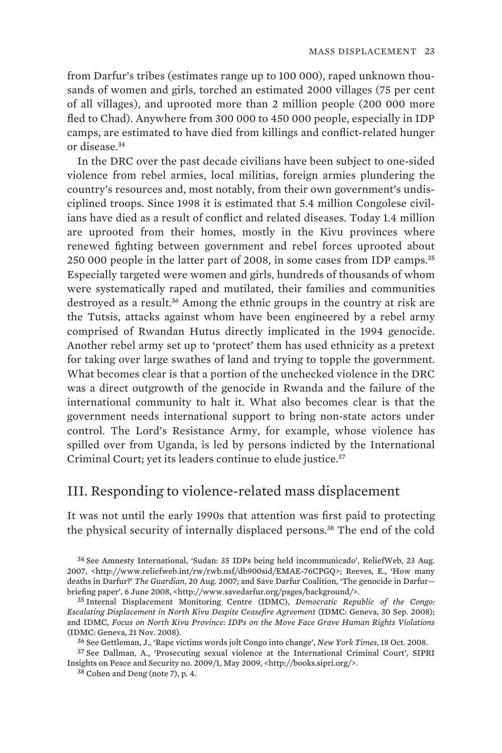from Darfur's tribes (estimates range up to 100 000), raped unknown thousands of women and girls, torched an estimated 2000 villages (75 per cent of all villages), and uprooted more than 2 million people (200 000 more fled to Chad). Anywhere from 300 000 to 450 000 people, especially in IDP camps, are estimated to have died from killings and conflict-related hunger or disease.[34]

In the DRC over the past decade civilians have been subject to one-sided violence from rebel armies, local militias, foreign armies plundering the country's resources and, most notably, from their own government's undisciplined troops. Since 1998 it is estimated that 5.4 million Congolese civilians have died as a result of conflict and related diseases. Today 1.4 million are uprooted from their homes, mostly in the Kivu provinces where renewed fighting between government and rebel forces uprooted about 250 000 people in the latter part of 2008, in some cases from IDP camps.[35] Especially targeted were women and girls, hundreds of thousands of whom were systematically raped and mutilated, their families and communities destroyed as a result.[36] Among the ethnic groups in the country at risk are the Tutsis, attacks against whom have been engineered by a rebel army comprised of Rwandan Hutus directly implicated in the 1994 genocide. Another rebel army set up to 'protect' them has used ethnicity as a pretext for taking over large swathes of land and trying to topple the government. What becomes clear is that a portion of the unchecked violence in the DRC was a direct outgrowth of the genocide in Rwanda and the failure of the international community to halt it. What also becomes clear is that the government needs international support to bring non-state actors under control. The Lord's Resistance Army, for example, whose violence has spilled over from Uganda, is led by persons indicted by the International Criminal Court; yet its leaders continue to elude justice.[37]

## III. Responding to violence-related mass displacement

It was not until the early 1990s that attention was first paid to protecting the physical security of internally displaced persons.[38] The end of the cold

[34] See Amnesty International, 'Sudan: 35 IDPs being held incommunicado', ReliefWeb, 23 Aug. 2007, <http://www.reliefweb.int/rw/rwb.nsf/db900sid/EMAE-76CPGQ>; Reeves, E., 'How many deaths in Darfur?' *The Guardian*, 20 Aug. 2007; and Save Darfur Coalition, 'The genocide in Darfur—briefing paper', 6 June 2008, <http://www.savedarfur.org/pages/background/>.

[35] Internal Displacement Monitoring Centre (IDMC), *Democratic Republic of the Congo: Escalating Displacement in North Kivu Despite Ceasefire Agreement* (IDMC: Geneva, 30 Sep. 2008); and IDMC, *Focus on North Kivu Province: IDPs on the Move Face Grave Human Rights Violations* (IDMC: Geneva, 21 Nov. 2008).

[36] See Gettleman, J., 'Rape victims words jolt Congo into change', *New York Times*, 18 Oct. 2008.

[37] See Dallman, A., 'Prosecuting sexual violence at the International Criminal Court', SIPRI Insights on Peace and Security no. 2009/1, May 2009, <http://books.sipri.org/>.

[38] Cohen and Deng (note 7), p. 4.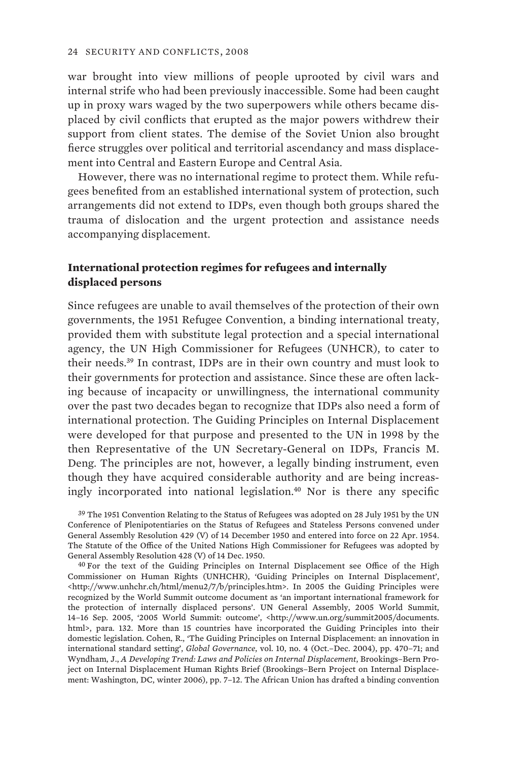war brought into view millions of people uprooted by civil wars and internal strife who had been previously inaccessible. Some had been caught up in proxy wars waged by the two superpowers while others became displaced by civil conflicts that erupted as the major powers withdrew their support from client states. The demise of the Soviet Union also brought fierce struggles over political and territorial ascendancy and mass displacement into Central and Eastern Europe and Central Asia.

However, there was no international regime to protect them. While refugees benefited from an established international system of protection, such arrangements did not extend to IDPs, even though both groups shared the trauma of dislocation and the urgent protection and assistance needs accompanying displacement.

### International protection regimes for refugees and internally displaced persons

Since refugees are unable to avail themselves of the protection of their own governments, the 1951 Refugee Convention, a binding international treaty, provided them with substitute legal protection and a special international agency, the UN High Commissioner for Refugees (UNHCR), to cater to their needs.[39] In contrast, IDPs are in their own country and must look to their governments for protection and assistance. Since these are often lacking because of incapacity or unwillingness, the international community over the past two decades began to recognize that IDPs also need a form of international protection. The Guiding Principles on Internal Displacement were developed for that purpose and presented to the UN in 1998 by the then Representative of the UN Secretary-General on IDPs, Francis M. Deng. The principles are not, however, a legally binding instrument, even though they have acquired considerable authority and are being increasingly incorporated into national legislation.[40] Nor is there any specific

[39] The 1951 Convention Relating to the Status of Refugees was adopted on 28 July 1951 by the UN Conference of Plenipotentiaries on the Status of Refugees and Stateless Persons convened under General Assembly Resolution 429 (V) of 14 December 1950 and entered into force on 22 Apr. 1954. The Statute of the Office of the United Nations High Commissioner for Refugees was adopted by General Assembly Resolution 428 (V) of 14 Dec. 1950.

[40] For the text of the Guiding Principles on Internal Displacement see Office of the High Commissioner on Human Rights (UNHCHR), 'Guiding Principles on Internal Displacement', <http://www.unhchr.ch/html/menu2/7/b/principles.htm>. In 2005 the Guiding Principles were recognized by the World Summit outcome document as 'an important international framework for the protection of internally displaced persons'. UN General Assembly, 2005 World Summit, 14–16 Sep. 2005, '2005 World Summit: outcome', <http://www.un.org/summit2005/documents.html>, para. 132. More than 15 countries have incorporated the Guiding Principles into their domestic legislation. Cohen, R., 'The Guiding Principles on Internal Displacement: an innovation in international standard setting', *Global Governance*, vol. 10, no. 4 (Oct.–Dec. 2004), pp. 470–71; and Wyndham, J., *A Developing Trend: Laws and Policies on Internal Displacement*, Brookings–Bern Project on Internal Displacement Human Rights Brief (Brookings–Bern Project on Internal Displacement: Washington, DC, winter 2006), pp. 7–12. The African Union has drafted a binding convention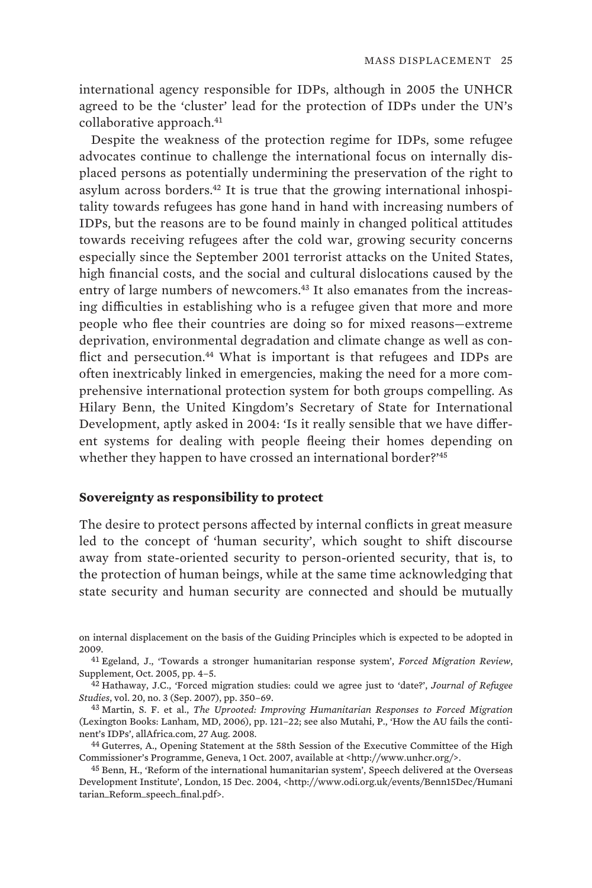international agency responsible for IDPs, although in 2005 the UNHCR agreed to be the 'cluster' lead for the protection of IDPs under the UN's collaborative approach.[41]

Despite the weakness of the protection regime for IDPs, some refugee advocates continue to challenge the international focus on internally displaced persons as potentially undermining the preservation of the right to asylum across borders.[42] It is true that the growing international inhospitality towards refugees has gone hand in hand with increasing numbers of IDPs, but the reasons are to be found mainly in changed political attitudes towards receiving refugees after the cold war, growing security concerns especially since the September 2001 terrorist attacks on the United States, high financial costs, and the social and cultural dislocations caused by the entry of large numbers of newcomers.[43] It also emanates from the increasing difficulties in establishing who is a refugee given that more and more people who flee their countries are doing so for mixed reasons—extreme deprivation, environmental degradation and climate change as well as conflict and persecution.[44] What is important is that refugees and IDPs are often inextricably linked in emergencies, making the need for a more comprehensive international protection system for both groups compelling. As Hilary Benn, the United Kingdom's Secretary of State for International Development, aptly asked in 2004: 'Is it really sensible that we have different systems for dealing with people fleeing their homes depending on whether they happen to have crossed an international border?'[45]

### Sovereignty as responsibility to protect

The desire to protect persons affected by internal conflicts in great measure led to the concept of 'human security', which sought to shift discourse away from state-oriented security to person-oriented security, that is, to the protection of human beings, while at the same time acknowledging that state security and human security are connected and should be mutually

---

on internal displacement on the basis of the Guiding Principles which is expected to be adopted in 2009.

[41] Egeland, J., 'Towards a stronger humanitarian response system', *Forced Migration Review*, Supplement, Oct. 2005, pp. 4–5.

[42] Hathaway, J.C., 'Forced migration studies: could we agree just to 'date?', *Journal of Refugee Studies*, vol. 20, no. 3 (Sep. 2007), pp. 350–69.

[43] Martin, S. F. et al., *The Uprooted: Improving Humanitarian Responses to Forced Migration* (Lexington Books: Lanham, MD, 2006), pp. 121–22; see also Mutahi, P., 'How the AU fails the continent's IDPs', allAfrica.com, 27 Aug. 2008.

[44] Guterres, A., Opening Statement at the 58th Session of the Executive Committee of the High Commissioner's Programme, Geneva, 1 Oct. 2007, available at <http://www.unhcr.org/>.

[45] Benn, H., 'Reform of the international humanitarian system', Speech delivered at the Overseas Development Institute', London, 15 Dec. 2004, <http://www.odi.org.uk/events/Benn15Dec/Humanitarian_Reform_speech_final.pdf>.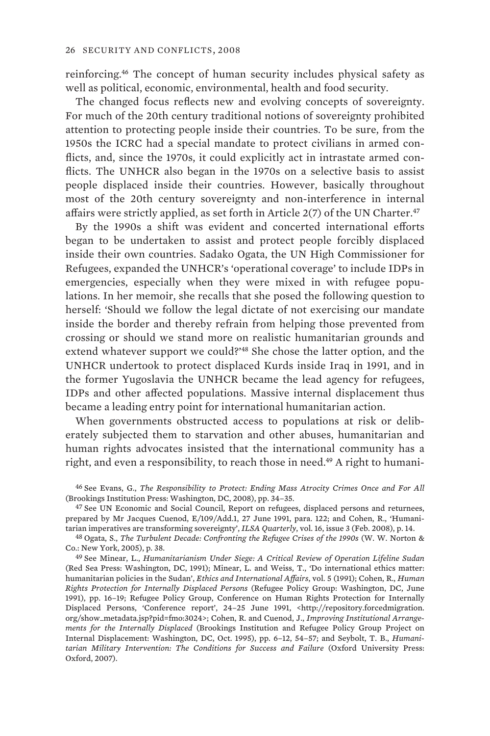reinforcing.[46] The concept of human security includes physical safety as well as political, economic, environmental, health and food security.

The changed focus reflects new and evolving concepts of sovereignty. For much of the 20th century traditional notions of sovereignty prohibited attention to protecting people inside their countries. To be sure, from the 1950s the ICRC had a special mandate to protect civilians in armed conflicts, and, since the 1970s, it could explicitly act in intrastate armed conflicts. The UNHCR also began in the 1970s on a selective basis to assist people displaced inside their countries. However, basically throughout most of the 20th century sovereignty and non-interference in internal affairs were strictly applied, as set forth in Article 2(7) of the UN Charter.[47]

By the 1990s a shift was evident and concerted international efforts began to be undertaken to assist and protect people forcibly displaced inside their own countries. Sadako Ogata, the UN High Commissioner for Refugees, expanded the UNHCR's 'operational coverage' to include IDPs in emergencies, especially when they were mixed in with refugee populations. In her memoir, she recalls that she posed the following question to herself: 'Should we follow the legal dictate of not exercising our mandate inside the border and thereby refrain from helping those prevented from crossing or should we stand more on realistic humanitarian grounds and extend whatever support we could?'[48] She chose the latter option, and the UNHCR undertook to protect displaced Kurds inside Iraq in 1991, and in the former Yugoslavia the UNHCR became the lead agency for refugees, IDPs and other affected populations. Massive internal displacement thus became a leading entry point for international humanitarian action.

When governments obstructed access to populations at risk or deliberately subjected them to starvation and other abuses, humanitarian and human rights advocates insisted that the international community has a right, and even a responsibility, to reach those in need.[49] A right to humani-

[46] See Evans, G., *The Responsibility to Protect: Ending Mass Atrocity Crimes Once and For All* (Brookings Institution Press: Washington, DC, 2008), pp. 34–35.

[47] See UN Economic and Social Council, Report on refugees, displaced persons and returnees, prepared by Mr Jacques Cuenod, E/109/Add.1, 27 June 1991, para. 122; and Cohen, R., 'Humanitarian imperatives are transforming sovereignty', *ILSA Quarterly*, vol. 16, issue 3 (Feb. 2008), p. 14.

[48] Ogata, S., *The Turbulent Decade: Confronting the Refugee Crises of the 1990s* (W. W. Norton & Co.: New York, 2005), p. 38.

[49] See Minear, L., *Humanitarianism Under Siege: A Critical Review of Operation Lifeline Sudan* (Red Sea Press: Washington, DC, 1991); Minear, L. and Weiss, T., 'Do international ethics matter: humanitarian policies in the Sudan', *Ethics and International Affairs*, vol. 5 (1991); Cohen, R., *Human Rights Protection for Internally Displaced Persons* (Refugee Policy Group: Washington, DC, June 1991), pp. 16–19; Refugee Policy Group, Conference on Human Rights Protection for Internally Displaced Persons, 'Conference report', 24–25 June 1991, <http://repository.forcedmigration.org/show_metadata.jsp?pid=fmo:3024>; Cohen, R. and Cuenod, J., *Improving Institutional Arrangements for the Internally Displaced* (Brookings Institution and Refugee Policy Group Project on Internal Displacement: Washington, DC, Oct. 1995), pp. 6–12, 54–57; and Seybolt, T. B., *Humanitarian Military Intervention: The Conditions for Success and Failure* (Oxford University Press: Oxford, 2007).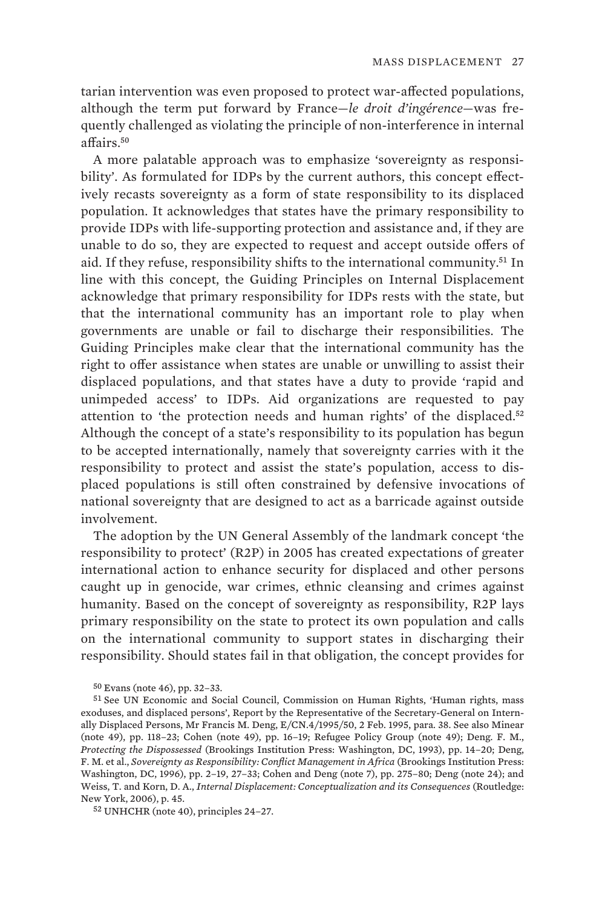tarian intervention was even proposed to protect war-affected populations, although the term put forward by France—*le droit d'ingérence*—was frequently challenged as violating the principle of non-interference in internal affairs.[50]

A more palatable approach was to emphasize 'sovereignty as responsibility'. As formulated for IDPs by the current authors, this concept effectively recasts sovereignty as a form of state responsibility to its displaced population. It acknowledges that states have the primary responsibility to provide IDPs with life-supporting protection and assistance and, if they are unable to do so, they are expected to request and accept outside offers of aid. If they refuse, responsibility shifts to the international community.[51] In line with this concept, the Guiding Principles on Internal Displacement acknowledge that primary responsibility for IDPs rests with the state, but that the international community has an important role to play when governments are unable or fail to discharge their responsibilities. The Guiding Principles make clear that the international community has the right to offer assistance when states are unable or unwilling to assist their displaced populations, and that states have a duty to provide 'rapid and unimpeded access' to IDPs. Aid organizations are requested to pay attention to 'the protection needs and human rights' of the displaced.[52] Although the concept of a state's responsibility to its population has begun to be accepted internationally, namely that sovereignty carries with it the responsibility to protect and assist the state's population, access to displaced populations is still often constrained by defensive invocations of national sovereignty that are designed to act as a barricade against outside involvement.

The adoption by the UN General Assembly of the landmark concept 'the responsibility to protect' (R2P) in 2005 has created expectations of greater international action to enhance security for displaced and other persons caught up in genocide, war crimes, ethnic cleansing and crimes against humanity. Based on the concept of sovereignty as responsibility, R2P lays primary responsibility on the state to protect its own population and calls on the international community to support states in discharging their responsibility. Should states fail in that obligation, the concept provides for

[50] Evans (note 46), pp. 32–33.

[51] See UN Economic and Social Council, Commission on Human Rights, 'Human rights, mass exoduses, and displaced persons', Report by the Representative of the Secretary-General on Internally Displaced Persons, Mr Francis M. Deng, E/CN.4/1995/50, 2 Feb. 1995, para. 38. See also Minear (note 49), pp. 118–23; Cohen (note 49), pp. 16–19; Refugee Policy Group (note 49); Deng. F. M., *Protecting the Dispossessed* (Brookings Institution Press: Washington, DC, 1993), pp. 14–20; Deng, F. M. et al., *Sovereignty as Responsibility: Conflict Management in Africa* (Brookings Institution Press: Washington, DC, 1996), pp. 2–19, 27–33; Cohen and Deng (note 7), pp. 275–80; Deng (note 24); and Weiss, T. and Korn, D. A., *Internal Displacement: Conceptualization and its Consequences* (Routledge: New York, 2006), p. 45.

[52] UNHCHR (note 40), principles 24–27.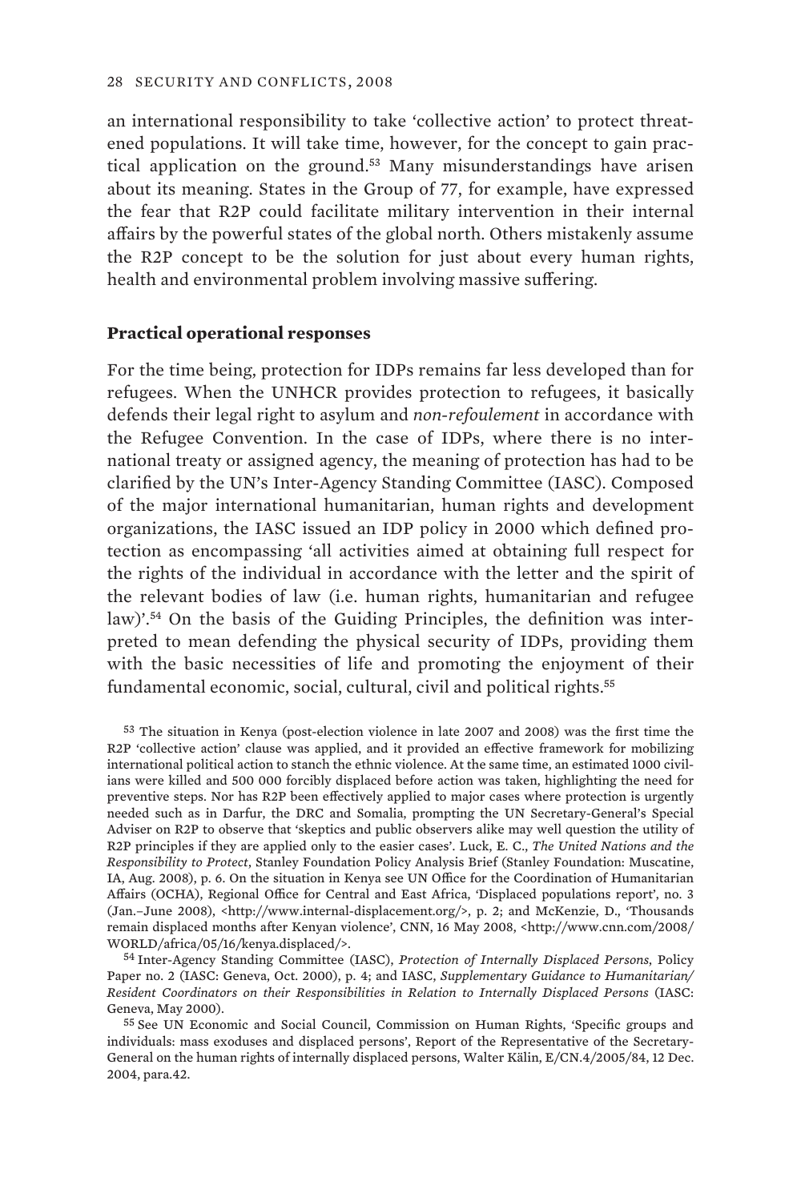an international responsibility to take 'collective action' to protect threatened populations. It will take time, however, for the concept to gain practical application on the ground.[53] Many misunderstandings have arisen about its meaning. States in the Group of 77, for example, have expressed the fear that R2P could facilitate military intervention in their internal affairs by the powerful states of the global north. Others mistakenly assume the R2P concept to be the solution for just about every human rights, health and environmental problem involving massive suffering.

### Practical operational responses

For the time being, protection for IDPs remains far less developed than for refugees. When the UNHCR provides protection to refugees, it basically defends their legal right to asylum and *non-refoulement* in accordance with the Refugee Convention. In the case of IDPs, where there is no international treaty or assigned agency, the meaning of protection has had to be clarified by the UN's Inter-Agency Standing Committee (IASC). Composed of the major international humanitarian, human rights and development organizations, the IASC issued an IDP policy in 2000 which defined protection as encompassing 'all activities aimed at obtaining full respect for the rights of the individual in accordance with the letter and the spirit of the relevant bodies of law (i.e. human rights, humanitarian and refugee law)'.[54] On the basis of the Guiding Principles, the definition was interpreted to mean defending the physical security of IDPs, providing them with the basic necessities of life and promoting the enjoyment of their fundamental economic, social, cultural, civil and political rights.[55]

[53] The situation in Kenya (post-election violence in late 2007 and 2008) was the first time the R2P 'collective action' clause was applied, and it provided an effective framework for mobilizing international political action to stanch the ethnic violence. At the same time, an estimated 1000 civilians were killed and 500 000 forcibly displaced before action was taken, highlighting the need for preventive steps. Nor has R2P been effectively applied to major cases where protection is urgently needed such as in Darfur, the DRC and Somalia, prompting the UN Secretary-General's Special Adviser on R2P to observe that 'skeptics and public observers alike may well question the utility of R2P principles if they are applied only to the easier cases'. Luck, E. C., *The United Nations and the Responsibility to Protect*, Stanley Foundation Policy Analysis Brief (Stanley Foundation: Muscatine, IA, Aug. 2008), p. 6. On the situation in Kenya see UN Office for the Coordination of Humanitarian Affairs (OCHA), Regional Office for Central and East Africa, 'Displaced populations report', no. 3 (Jan.–June 2008), <http://www.internal-displacement.org/>, p. 2; and McKenzie, D., 'Thousands remain displaced months after Kenyan violence', CNN, 16 May 2008, <http://www.cnn.com/2008/WORLD/africa/05/16/kenya.displaced/>.

[54] Inter-Agency Standing Committee (IASC), *Protection of Internally Displaced Persons*, Policy Paper no. 2 (IASC: Geneva, Oct. 2000), p. 4; and IASC, *Supplementary Guidance to Humanitarian/Resident Coordinators on their Responsibilities in Relation to Internally Displaced Persons* (IASC: Geneva, May 2000).

[55] See UN Economic and Social Council, Commission on Human Rights, 'Specific groups and individuals: mass exoduses and displaced persons', Report of the Representative of the Secretary-General on the human rights of internally displaced persons, Walter Kälin, E/CN.4/2005/84, 12 Dec. 2004, para.42.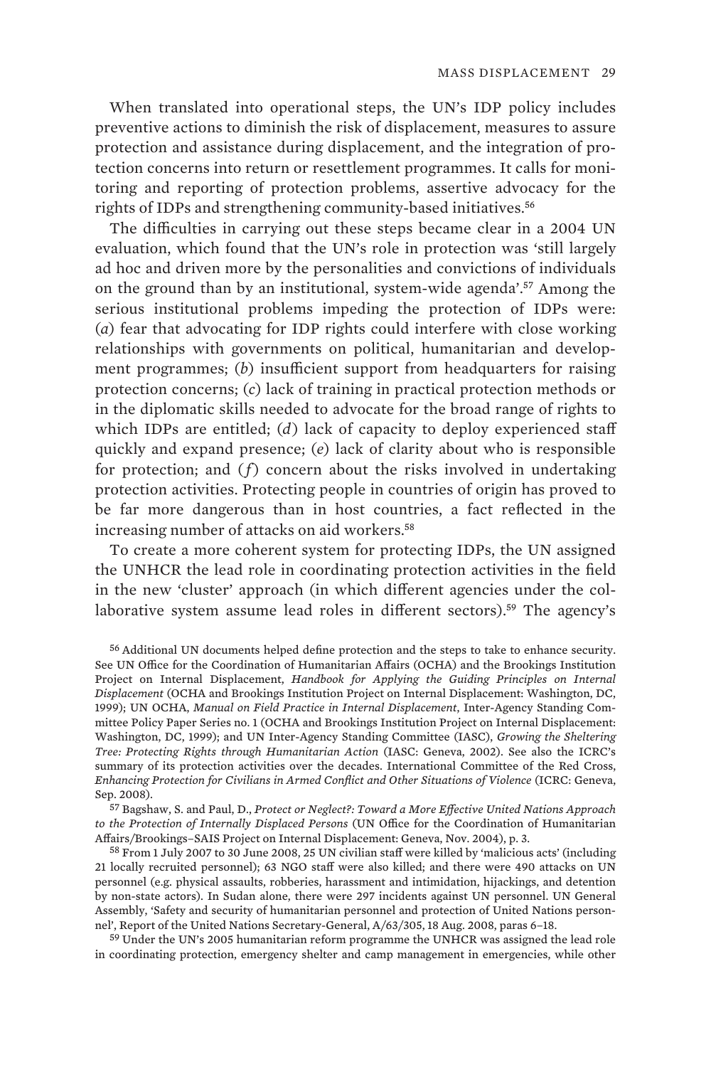When translated into operational steps, the UN's IDP policy includes preventive actions to diminish the risk of displacement, measures to assure protection and assistance during displacement, and the integration of protection concerns into return or resettlement programmes. It calls for monitoring and reporting of protection problems, assertive advocacy for the rights of IDPs and strengthening community-based initiatives.[56]

The difficulties in carrying out these steps became clear in a 2004 UN evaluation, which found that the UN's role in protection was 'still largely ad hoc and driven more by the personalities and convictions of individuals on the ground than by an institutional, system-wide agenda'.[57] Among the serious institutional problems impeding the protection of IDPs were: (*a*) fear that advocating for IDP rights could interfere with close working relationships with governments on political, humanitarian and development programmes; (*b*) insufficient support from headquarters for raising protection concerns; (*c*) lack of training in practical protection methods or in the diplomatic skills needed to advocate for the broad range of rights to which IDPs are entitled; (*d*) lack of capacity to deploy experienced staff quickly and expand presence; (*e*) lack of clarity about who is responsible for protection; and (*f*) concern about the risks involved in undertaking protection activities. Protecting people in countries of origin has proved to be far more dangerous than in host countries, a fact reflected in the increasing number of attacks on aid workers.[58]

To create a more coherent system for protecting IDPs, the UN assigned the UNHCR the lead role in coordinating protection activities in the field in the new 'cluster' approach (in which different agencies under the collaborative system assume lead roles in different sectors).[59] The agency's

[56] Additional UN documents helped define protection and the steps to take to enhance security. See UN Office for the Coordination of Humanitarian Affairs (OCHA) and the Brookings Institution Project on Internal Displacement, *Handbook for Applying the Guiding Principles on Internal Displacement* (OCHA and Brookings Institution Project on Internal Displacement: Washington, DC, 1999); UN OCHA, *Manual on Field Practice in Internal Displacement*, Inter-Agency Standing Committee Policy Paper Series no. 1 (OCHA and Brookings Institution Project on Internal Displacement: Washington, DC, 1999); and UN Inter-Agency Standing Committee (IASC), *Growing the Sheltering Tree: Protecting Rights through Humanitarian Action* (IASC: Geneva, 2002). See also the ICRC's summary of its protection activities over the decades. International Committee of the Red Cross, *Enhancing Protection for Civilians in Armed Conflict and Other Situations of Violence* (ICRC: Geneva, Sep. 2008).

[57] Bagshaw, S. and Paul, D., *Protect or Neglect?: Toward a More Effective United Nations Approach to the Protection of Internally Displaced Persons* (UN Office for the Coordination of Humanitarian Affairs/Brookings–SAIS Project on Internal Displacement: Geneva, Nov. 2004), p. 3.

[58] From 1 July 2007 to 30 June 2008, 25 UN civilian staff were killed by 'malicious acts' (including 21 locally recruited personnel); 63 NGO staff were also killed; and there were 490 attacks on UN personnel (e.g. physical assaults, robberies, harassment and intimidation, hijackings, and detention by non-state actors). In Sudan alone, there were 297 incidents against UN personnel. UN General Assembly, 'Safety and security of humanitarian personnel and protection of United Nations personnel', Report of the United Nations Secretary-General, A/63/305, 18 Aug. 2008, paras 6–18.

[59] Under the UN's 2005 humanitarian reform programme the UNHCR was assigned the lead role in coordinating protection, emergency shelter and camp management in emergencies, while other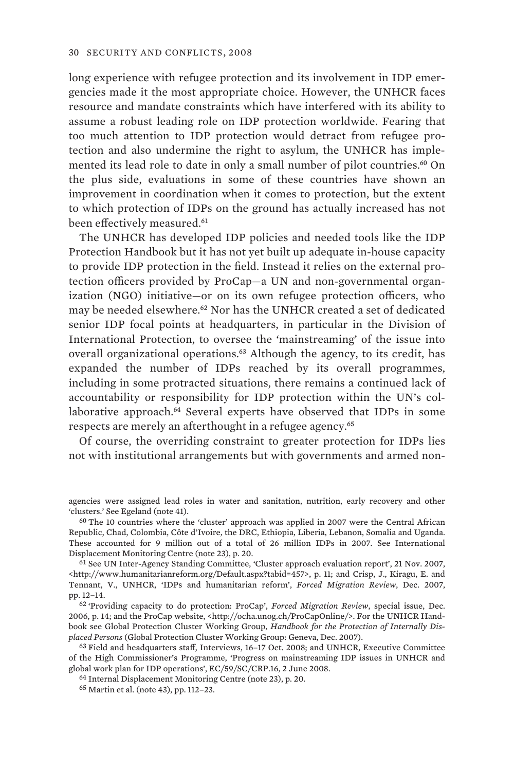long experience with refugee protection and its involvement in IDP emergencies made it the most appropriate choice. However, the UNHCR faces resource and mandate constraints which have interfered with its ability to assume a robust leading role on IDP protection worldwide. Fearing that too much attention to IDP protection would detract from refugee protection and also undermine the right to asylum, the UNHCR has implemented its lead role to date in only a small number of pilot countries.[60] On the plus side, evaluations in some of these countries have shown an improvement in coordination when it comes to protection, but the extent to which protection of IDPs on the ground has actually increased has not been effectively measured.[61]

The UNHCR has developed IDP policies and needed tools like the IDP Protection Handbook but it has not yet built up adequate in-house capacity to provide IDP protection in the field. Instead it relies on the external protection officers provided by ProCap—a UN and non-governmental organization (NGO) initiative—or on its own refugee protection officers, who may be needed elsewhere.[62] Nor has the UNHCR created a set of dedicated senior IDP focal points at headquarters, in particular in the Division of International Protection, to oversee the 'mainstreaming' of the issue into overall organizational operations.[63] Although the agency, to its credit, has expanded the number of IDPs reached by its overall programmes, including in some protracted situations, there remains a continued lack of accountability or responsibility for IDP protection within the UN's collaborative approach.[64] Several experts have observed that IDPs in some respects are merely an afterthought in a refugee agency.[65]

Of course, the overriding constraint to greater protection for IDPs lies not with institutional arrangements but with governments and armed non-

agencies were assigned lead roles in water and sanitation, nutrition, early recovery and other 'clusters.' See Egeland (note 41).

[60] The 10 countries where the 'cluster' approach was applied in 2007 were the Central African Republic, Chad, Colombia, Côte d'Ivoire, the DRC, Ethiopia, Liberia, Lebanon, Somalia and Uganda. These accounted for 9 million out of a total of 26 million IDPs in 2007. See International Displacement Monitoring Centre (note 23), p. 20.

[61] See UN Inter-Agency Standing Committee, 'Cluster approach evaluation report', 21 Nov. 2007, <http://www.humanitarianreform.org/Default.aspx?tabid=457>, p. 11; and Crisp, J., Kiragu, E. and Tennant, V., UNHCR, 'IDPs and humanitarian reform', *Forced Migration Review*, Dec. 2007, pp. 12–14.

[62] 'Providing capacity to do protection: ProCap', *Forced Migration Review*, special issue, Dec. 2006, p. 14; and the ProCap website, <http://ocha.unog.ch/ProCapOnline/>. For the UNHCR Handbook see Global Protection Cluster Working Group, *Handbook for the Protection of Internally Displaced Persons* (Global Protection Cluster Working Group: Geneva, Dec. 2007).

[63] Field and headquarters staff, Interviews, 16–17 Oct. 2008; and UNHCR, Executive Committee of the High Commissioner's Programme, 'Progress on mainstreaming IDP issues in UNHCR and global work plan for IDP operations', EC/59/SC/CRP.16, 2 June 2008.

[64] Internal Displacement Monitoring Centre (note 23), p. 20.

[65] Martin et al. (note 43), pp. 112–23.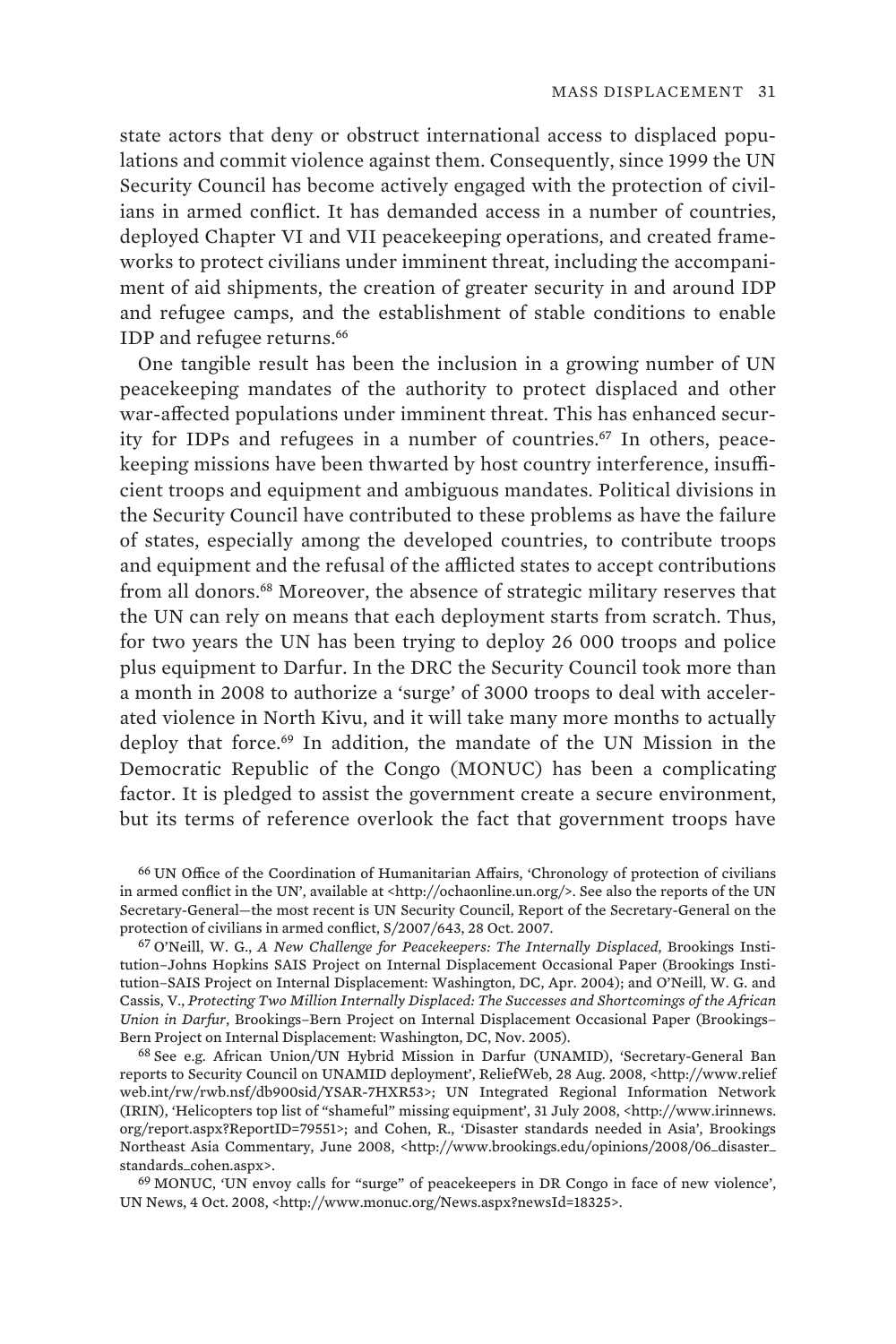state actors that deny or obstruct international access to displaced populations and commit violence against them. Consequently, since 1999 the UN Security Council has become actively engaged with the protection of civilians in armed conflict. It has demanded access in a number of countries, deployed Chapter VI and VII peacekeeping operations, and created frameworks to protect civilians under imminent threat, including the accompaniment of aid shipments, the creation of greater security in and around IDP and refugee camps, and the establishment of stable conditions to enable IDP and refugee returns.[66]

One tangible result has been the inclusion in a growing number of UN peacekeeping mandates of the authority to protect displaced and other war-affected populations under imminent threat. This has enhanced security for IDPs and refugees in a number of countries.[67] In others, peacekeeping missions have been thwarted by host country interference, insufficient troops and equipment and ambiguous mandates. Political divisions in the Security Council have contributed to these problems as have the failure of states, especially among the developed countries, to contribute troops and equipment and the refusal of the afflicted states to accept contributions from all donors.[68] Moreover, the absence of strategic military reserves that the UN can rely on means that each deployment starts from scratch. Thus, for two years the UN has been trying to deploy 26 000 troops and police plus equipment to Darfur. In the DRC the Security Council took more than a month in 2008 to authorize a 'surge' of 3000 troops to deal with accelerated violence in North Kivu, and it will take many more months to actually deploy that force.[69] In addition, the mandate of the UN Mission in the Democratic Republic of the Congo (MONUC) has been a complicating factor. It is pledged to assist the government create a secure environment, but its terms of reference overlook the fact that government troops have

[66] UN Office of the Coordination of Humanitarian Affairs, 'Chronology of protection of civilians in armed conflict in the UN', available at <http://ochaonline.un.org/>. See also the reports of the UN Secretary-General—the most recent is UN Security Council, Report of the Secretary-General on the protection of civilians in armed conflict, S/2007/643, 28 Oct. 2007.

[67] O'Neill, W. G., *A New Challenge for Peacekeepers: The Internally Displaced*, Brookings Institution–Johns Hopkins SAIS Project on Internal Displacement Occasional Paper (Brookings Institution–SAIS Project on Internal Displacement: Washington, DC, Apr. 2004); and O'Neill, W. G. and Cassis, V., *Protecting Two Million Internally Displaced: The Successes and Shortcomings of the African Union in Darfur*, Brookings–Bern Project on Internal Displacement Occasional Paper (Brookings–Bern Project on Internal Displacement: Washington, DC, Nov. 2005).

[68] See e.g. African Union/UN Hybrid Mission in Darfur (UNAMID), 'Secretary-General Ban reports to Security Council on UNAMID deployment', ReliefWeb, 28 Aug. 2008, <http://www.reliefweb.int/rw/rwb.nsf/db900sid/YSAR-7HXR53>; UN Integrated Regional Information Network (IRIN), 'Helicopters top list of "shameful" missing equipment', 31 July 2008, <http://www.irinnews.org/report.aspx?ReportID=79551>; and Cohen, R., 'Disaster standards needed in Asia', Brookings Northeast Asia Commentary, June 2008, <http://www.brookings.edu/opinions/2008/06_disaster_standards_cohen.aspx>.

[69] MONUC, 'UN envoy calls for "surge" of peacekeepers in DR Congo in face of new violence', UN News, 4 Oct. 2008, <http://www.monuc.org/News.aspx?newsId=18325>.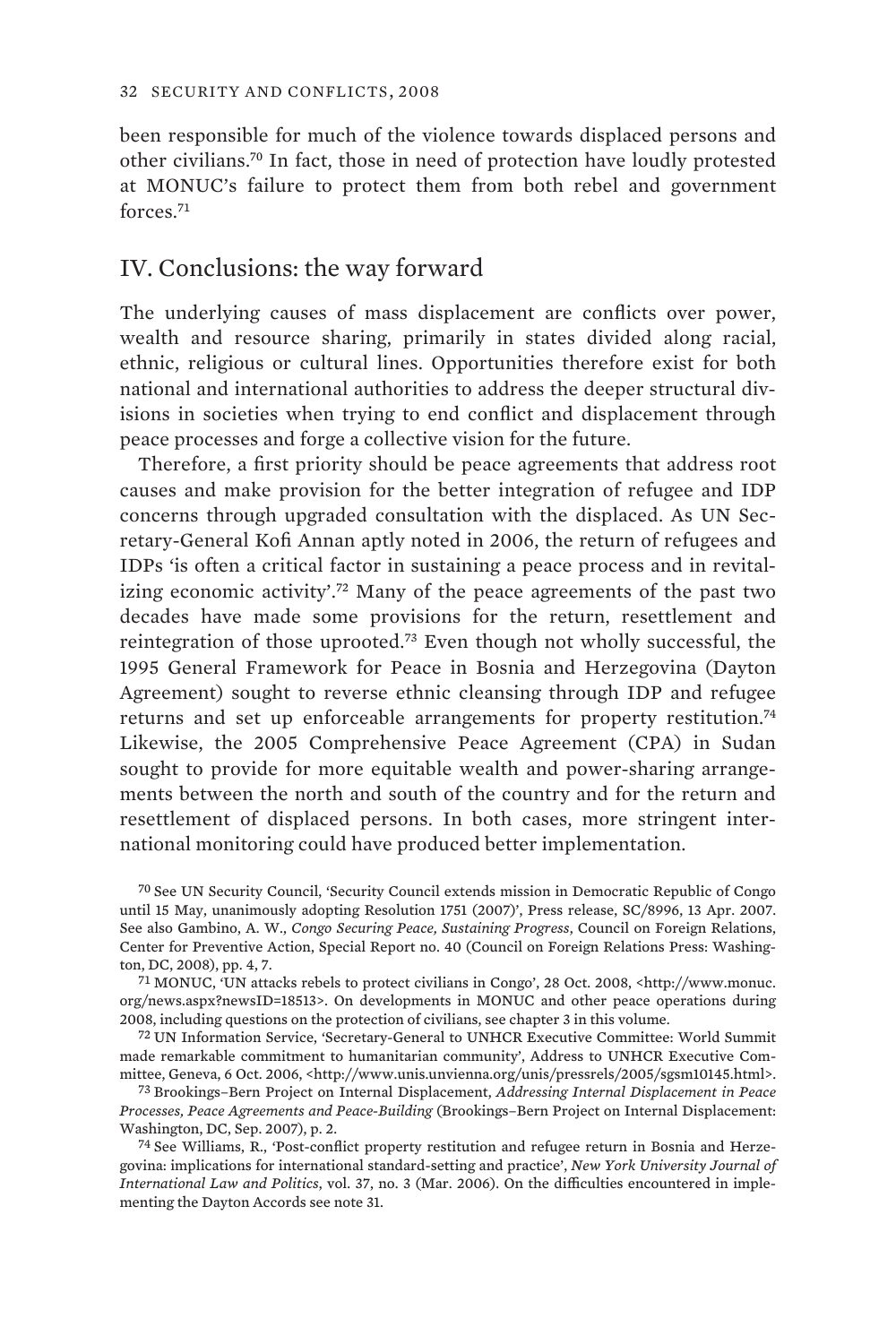been responsible for much of the violence towards displaced persons and other civilians.[70] In fact, those in need of protection have loudly protested at MONUC's failure to protect them from both rebel and government forces.[71]

## IV. Conclusions: the way forward

The underlying causes of mass displacement are conflicts over power, wealth and resource sharing, primarily in states divided along racial, ethnic, religious or cultural lines. Opportunities therefore exist for both national and international authorities to address the deeper structural divisions in societies when trying to end conflict and displacement through peace processes and forge a collective vision for the future.

Therefore, a first priority should be peace agreements that address root causes and make provision for the better integration of refugee and IDP concerns through upgraded consultation with the displaced. As UN Secretary-General Kofi Annan aptly noted in 2006, the return of refugees and IDPs 'is often a critical factor in sustaining a peace process and in revitalizing economic activity'.[72] Many of the peace agreements of the past two decades have made some provisions for the return, resettlement and reintegration of those uprooted.[73] Even though not wholly successful, the 1995 General Framework for Peace in Bosnia and Herzegovina (Dayton Agreement) sought to reverse ethnic cleansing through IDP and refugee returns and set up enforceable arrangements for property restitution.[74] Likewise, the 2005 Comprehensive Peace Agreement (CPA) in Sudan sought to provide for more equitable wealth and power-sharing arrangements between the north and south of the country and for the return and resettlement of displaced persons. In both cases, more stringent international monitoring could have produced better implementation.

[70] See UN Security Council, 'Security Council extends mission in Democratic Republic of Congo until 15 May, unanimously adopting Resolution 1751 (2007)', Press release, SC/8996, 13 Apr. 2007. See also Gambino, A. W., *Congo Securing Peace, Sustaining Progress*, Council on Foreign Relations, Center for Preventive Action, Special Report no. 40 (Council on Foreign Relations Press: Washington, DC, 2008), pp. 4, 7.

[71] MONUC, 'UN attacks rebels to protect civilians in Congo', 28 Oct. 2008, <http://www.monuc.org/news.aspx?newsID=18513>. On developments in MONUC and other peace operations during 2008, including questions on the protection of civilians, see chapter 3 in this volume.

[72] UN Information Service, 'Secretary-General to UNHCR Executive Committee: World Summit made remarkable commitment to humanitarian community', Address to UNHCR Executive Committee, Geneva, 6 Oct. 2006, <http://www.unis.unvienna.org/unis/pressrels/2005/sgsm10145.html>.

[73] Brookings–Bern Project on Internal Displacement, *Addressing Internal Displacement in Peace Processes, Peace Agreements and Peace-Building* (Brookings–Bern Project on Internal Displacement: Washington, DC, Sep. 2007), p. 2.

[74] See Williams, R., 'Post-conflict property restitution and refugee return in Bosnia and Herzegovina: implications for international standard-setting and practice', *New York University Journal of International Law and Politics*, vol. 37, no. 3 (Mar. 2006). On the difficulties encountered in implementing the Dayton Accords see note 31.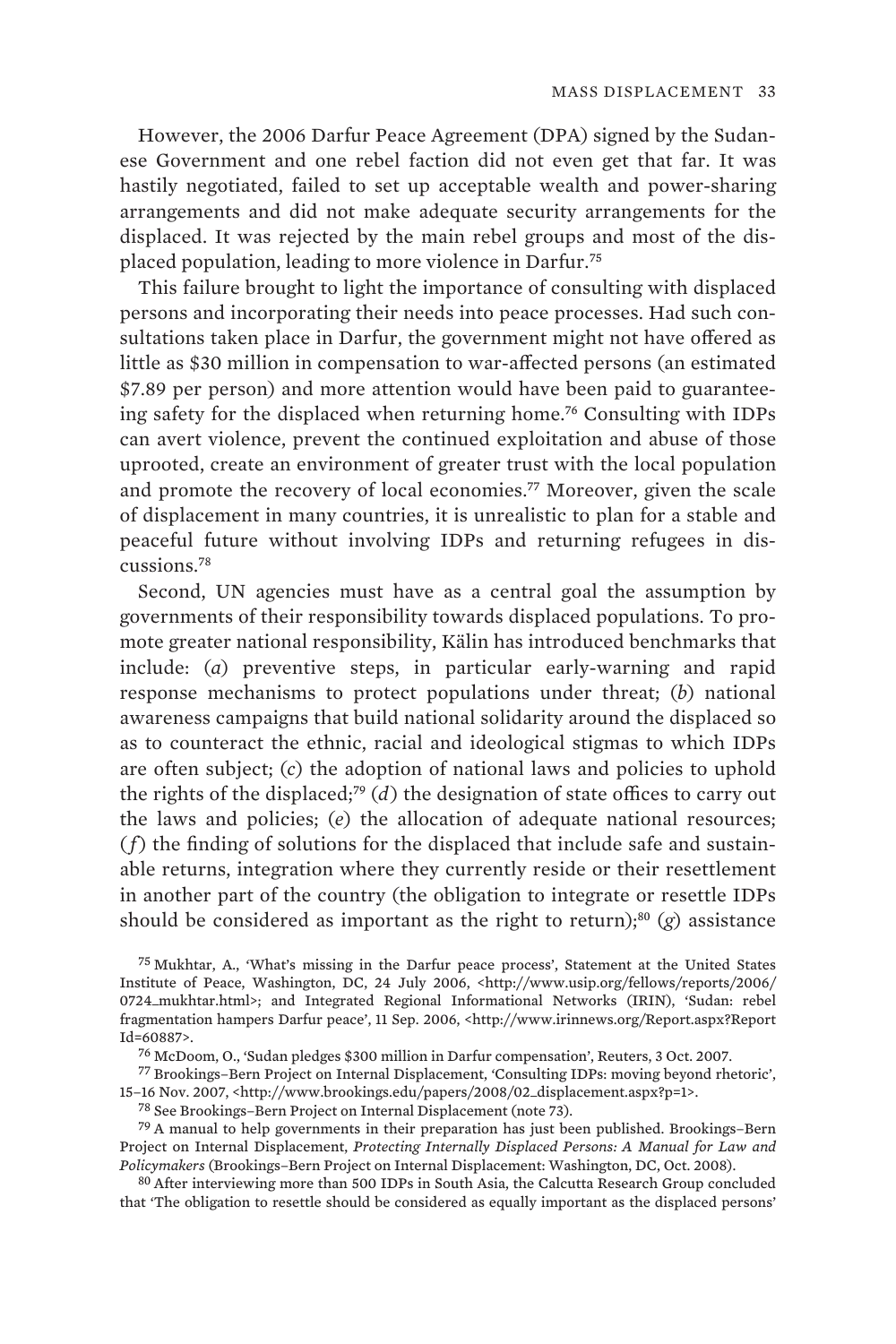However, the 2006 Darfur Peace Agreement (DPA) signed by the Sudanese Government and one rebel faction did not even get that far. It was hastily negotiated, failed to set up acceptable wealth and power-sharing arrangements and did not make adequate security arrangements for the displaced. It was rejected by the main rebel groups and most of the displaced population, leading to more violence in Darfur.[75]

This failure brought to light the importance of consulting with displaced persons and incorporating their needs into peace processes. Had such consultations taken place in Darfur, the government might not have offered as little as $30 million in compensation to war-affected persons (an estimated $7.89 per person) and more attention would have been paid to guaranteeing safety for the displaced when returning home.[76] Consulting with IDPs can avert violence, prevent the continued exploitation and abuse of those uprooted, create an environment of greater trust with the local population and promote the recovery of local economies.[77] Moreover, given the scale of displacement in many countries, it is unrealistic to plan for a stable and peaceful future without involving IDPs and returning refugees in discussions.[78]

Second, UN agencies must have as a central goal the assumption by governments of their responsibility towards displaced populations. To promote greater national responsibility, Kälin has introduced benchmarks that include: (*a*) preventive steps, in particular early-warning and rapid response mechanisms to protect populations under threat; (*b*) national awareness campaigns that build national solidarity around the displaced so as to counteract the ethnic, racial and ideological stigmas to which IDPs are often subject; (*c*) the adoption of national laws and policies to uphold the rights of the displaced;[79] (*d*) the designation of state offices to carry out the laws and policies; (*e*) the allocation of adequate national resources; (*f*) the finding of solutions for the displaced that include safe and sustainable returns, integration where they currently reside or their resettlement in another part of the country (the obligation to integrate or resettle IDPs should be considered as important as the right to return);[80] (*g*) assistance

[75] Mukhtar, A., 'What's missing in the Darfur peace process', Statement at the United States Institute of Peace, Washington, DC, 24 July 2006, <http://www.usip.org/fellows/reports/2006/0724_mukhtar.html>; and Integrated Regional Informational Networks (IRIN), 'Sudan: rebel fragmentation hampers Darfur peace', 11 Sep. 2006, <http://www.irinnews.org/Report.aspx?ReportId=60887>.

[76] McDoom, O., 'Sudan pledges $300 million in Darfur compensation', Reuters, 3 Oct. 2007.

[77] Brookings–Bern Project on Internal Displacement, 'Consulting IDPs: moving beyond rhetoric', 15–16 Nov. 2007, <http://www.brookings.edu/papers/2008/02_displacement.aspx?p=1>.

[78] See Brookings–Bern Project on Internal Displacement (note 73).

[79] A manual to help governments in their preparation has just been published. Brookings–Bern Project on Internal Displacement, *Protecting Internally Displaced Persons: A Manual for Law and Policymakers* (Brookings–Bern Project on Internal Displacement: Washington, DC, Oct. 2008).

[80] After interviewing more than 500 IDPs in South Asia, the Calcutta Research Group concluded that 'The obligation to resettle should be considered as equally important as the displaced persons'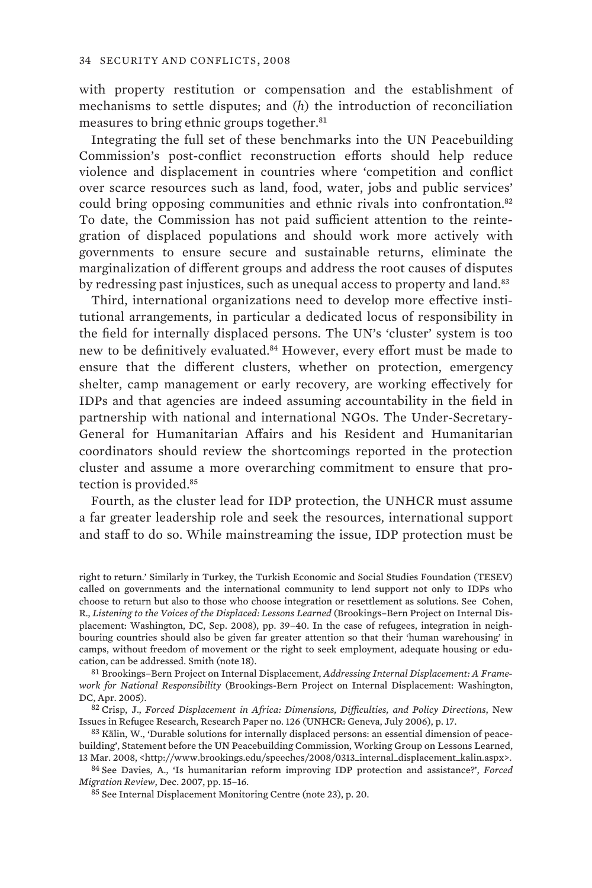with property restitution or compensation and the establishment of mechanisms to settle disputes; and (*h*) the introduction of reconciliation measures to bring ethnic groups together.[81]

Integrating the full set of these benchmarks into the UN Peacebuilding Commission's post-conflict reconstruction efforts should help reduce violence and displacement in countries where 'competition and conflict over scarce resources such as land, food, water, jobs and public services' could bring opposing communities and ethnic rivals into confrontation.[82] To date, the Commission has not paid sufficient attention to the reintegration of displaced populations and should work more actively with governments to ensure secure and sustainable returns, eliminate the marginalization of different groups and address the root causes of disputes by redressing past injustices, such as unequal access to property and land.[83]

Third, international organizations need to develop more effective institutional arrangements, in particular a dedicated locus of responsibility in the field for internally displaced persons. The UN's 'cluster' system is too new to be definitively evaluated.[84] However, every effort must be made to ensure that the different clusters, whether on protection, emergency shelter, camp management or early recovery, are working effectively for IDPs and that agencies are indeed assuming accountability in the field in partnership with national and international NGOs. The Under-Secretary-General for Humanitarian Affairs and his Resident and Humanitarian coordinators should review the shortcomings reported in the protection cluster and assume a more overarching commitment to ensure that protection is provided.[85]

Fourth, as the cluster lead for IDP protection, the UNHCR must assume a far greater leadership role and seek the resources, international support and staff to do so. While mainstreaming the issue, IDP protection must be

right to return.' Similarly in Turkey, the Turkish Economic and Social Studies Foundation (TESEV) called on governments and the international community to lend support not only to IDPs who choose to return but also to those who choose integration or resettlement as solutions. See Cohen, R., *Listening to the Voices of the Displaced: Lessons Learned* (Brookings–Bern Project on Internal Displacement: Washington, DC, Sep. 2008), pp. 39–40. In the case of refugees, integration in neighbouring countries should also be given far greater attention so that their 'human warehousing' in camps, without freedom of movement or the right to seek employment, adequate housing or education, can be addressed. Smith (note 18).

[81] Brookings–Bern Project on Internal Displacement, *Addressing Internal Displacement: A Framework for National Responsibility* (Brookings-Bern Project on Internal Displacement: Washington, DC, Apr. 2005).

[82] Crisp, J., *Forced Displacement in Africa: Dimensions, Difficulties, and Policy Directions*, New Issues in Refugee Research, Research Paper no. 126 (UNHCR: Geneva, July 2006), p. 17.

[83] Kälin, W., 'Durable solutions for internally displaced persons: an essential dimension of peacebuilding', Statement before the UN Peacebuilding Commission, Working Group on Lessons Learned, 13 Mar. 2008, <http://www.brookings.edu/speeches/2008/0313_internal_displacement_kalin.aspx>.

[84] See Davies, A., 'Is humanitarian reform improving IDP protection and assistance?', *Forced Migration Review*, Dec. 2007, pp. 15–16.

[85] See Internal Displacement Monitoring Centre (note 23), p. 20.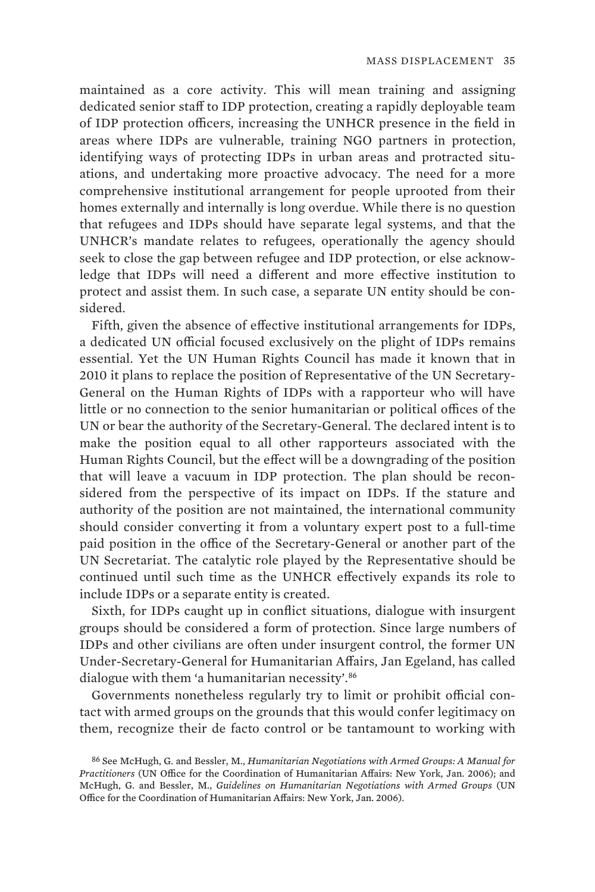maintained as a core activity. This will mean training and assigning dedicated senior staff to IDP protection, creating a rapidly deployable team of IDP protection officers, increasing the UNHCR presence in the field in areas where IDPs are vulnerable, training NGO partners in protection, identifying ways of protecting IDPs in urban areas and protracted situations, and undertaking more proactive advocacy. The need for a more comprehensive institutional arrangement for people uprooted from their homes externally and internally is long overdue. While there is no question that refugees and IDPs should have separate legal systems, and that the UNHCR's mandate relates to refugees, operationally the agency should seek to close the gap between refugee and IDP protection, or else acknowledge that IDPs will need a different and more effective institution to protect and assist them. In such case, a separate UN entity should be considered.

Fifth, given the absence of effective institutional arrangements for IDPs, a dedicated UN official focused exclusively on the plight of IDPs remains essential. Yet the UN Human Rights Council has made it known that in 2010 it plans to replace the position of Representative of the UN Secretary-General on the Human Rights of IDPs with a rapporteur who will have little or no connection to the senior humanitarian or political offices of the UN or bear the authority of the Secretary-General. The declared intent is to make the position equal to all other rapporteurs associated with the Human Rights Council, but the effect will be a downgrading of the position that will leave a vacuum in IDP protection. The plan should be reconsidered from the perspective of its impact on IDPs. If the stature and authority of the position are not maintained, the international community should consider converting it from a voluntary expert post to a full-time paid position in the office of the Secretary-General or another part of the UN Secretariat. The catalytic role played by the Representative should be continued until such time as the UNHCR effectively expands its role to include IDPs or a separate entity is created.

Sixth, for IDPs caught up in conflict situations, dialogue with insurgent groups should be considered a form of protection. Since large numbers of IDPs and other civilians are often under insurgent control, the former UN Under-Secretary-General for Humanitarian Affairs, Jan Egeland, has called dialogue with them 'a humanitarian necessity'.[86]

Governments nonetheless regularly try to limit or prohibit official contact with armed groups on the grounds that this would confer legitimacy on them, recognize their de facto control or be tantamount to working with

[86] See McHugh, G. and Bessler, M., *Humanitarian Negotiations with Armed Groups: A Manual for Practitioners* (UN Office for the Coordination of Humanitarian Affairs: New York, Jan. 2006); and McHugh, G. and Bessler, M., *Guidelines on Humanitarian Negotiations with Armed Groups* (UN Office for the Coordination of Humanitarian Affairs: New York, Jan. 2006).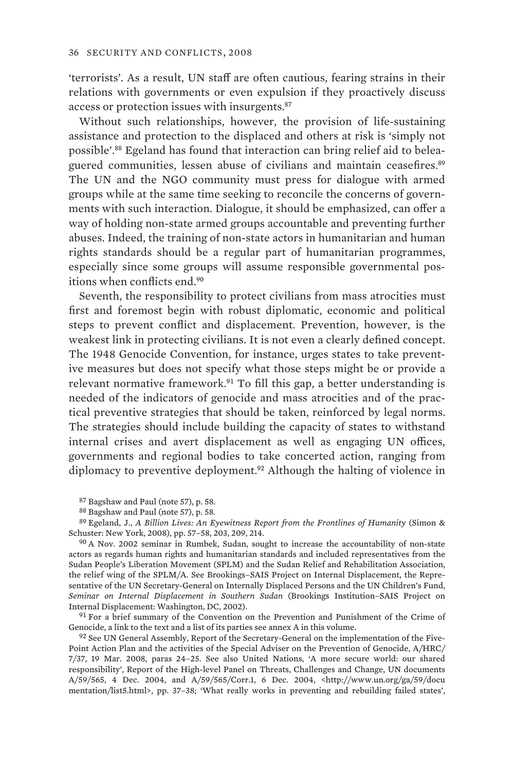'terrorists'. As a result, UN staff are often cautious, fearing strains in their relations with governments or even expulsion if they proactively discuss access or protection issues with insurgents.[87]

Without such relationships, however, the provision of life-sustaining assistance and protection to the displaced and others at risk is 'simply not possible'.[88] Egeland has found that interaction can bring relief aid to beleaguered communities, lessen abuse of civilians and maintain ceasefires.[89] The UN and the NGO community must press for dialogue with armed groups while at the same time seeking to reconcile the concerns of governments with such interaction. Dialogue, it should be emphasized, can offer a way of holding non-state armed groups accountable and preventing further abuses. Indeed, the training of non-state actors in humanitarian and human rights standards should be a regular part of humanitarian programmes, especially since some groups will assume responsible governmental positions when conflicts end.[90]

Seventh, the responsibility to protect civilians from mass atrocities must first and foremost begin with robust diplomatic, economic and political steps to prevent conflict and displacement. Prevention, however, is the weakest link in protecting civilians. It is not even a clearly defined concept. The 1948 Genocide Convention, for instance, urges states to take preventive measures but does not specify what those steps might be or provide a relevant normative framework.[91] To fill this gap, a better understanding is needed of the indicators of genocide and mass atrocities and of the practical preventive strategies that should be taken, reinforced by legal norms. The strategies should include building the capacity of states to withstand internal crises and avert displacement as well as engaging UN offices, governments and regional bodies to take concerted action, ranging from diplomacy to preventive deployment.[92] Although the halting of violence in

[87] Bagshaw and Paul (note 57), p. 58.

[88] Bagshaw and Paul (note 57), p. 58.

[89] Egeland, J., *A Billion Lives: An Eyewitness Report from the Frontlines of Humanity* (Simon & Schuster: New York, 2008), pp. 57–58, 203, 209, 214.

[90] A Nov. 2002 seminar in Rumbek, Sudan, sought to increase the accountability of non-state actors as regards human rights and humanitarian standards and included representatives from the Sudan People's Liberation Movement (SPLM) and the Sudan Relief and Rehabilitation Association, the relief wing of the SPLM/A. See Brookings–SAIS Project on Internal Displacement, the Representative of the UN Secretary-General on Internally Displaced Persons and the UN Children's Fund, *Seminar on Internal Displacement in Southern Sudan* (Brookings Institution–SAIS Project on Internal Displacement: Washington, DC, 2002).

[91] For a brief summary of the Convention on the Prevention and Punishment of the Crime of Genocide, a link to the text and a list of its parties see annex A in this volume.

[92] See UN General Assembly, Report of the Secretary-General on the implementation of the Five-Point Action Plan and the activities of the Special Adviser on the Prevention of Genocide, A/HRC/7/37, 19 Mar. 2008, paras 24–25. See also United Nations, 'A more secure world: our shared responsibility', Report of the High-level Panel on Threats, Challenges and Change, UN documents A/59/565, 4 Dec. 2004, and A/59/565/Corr.1, 6 Dec. 2004, <http://www.un.org/ga/59/documentation/list5.html>, pp. 37–38; 'What really works in preventing and rebuilding failed states',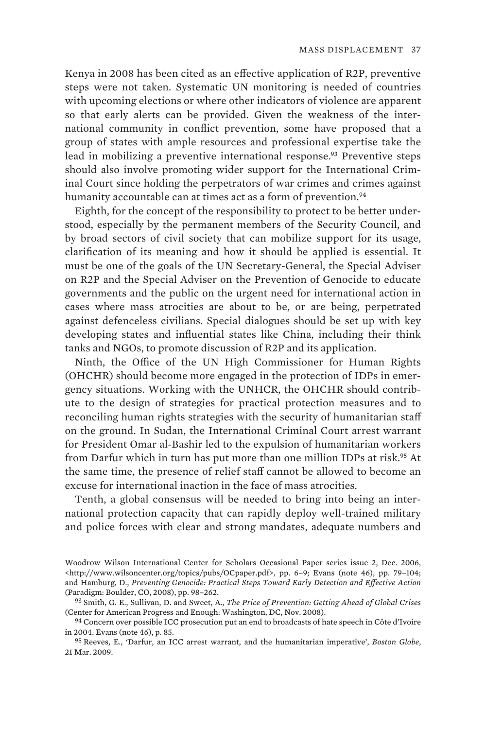Kenya in 2008 has been cited as an effective application of R2P, preventive steps were not taken. Systematic UN monitoring is needed of countries with upcoming elections or where other indicators of violence are apparent so that early alerts can be provided. Given the weakness of the international community in conflict prevention, some have proposed that a group of states with ample resources and professional expertise take the lead in mobilizing a preventive international response.[93] Preventive steps should also involve promoting wider support for the International Criminal Court since holding the perpetrators of war crimes and crimes against humanity accountable can at times act as a form of prevention.[94]

Eighth, for the concept of the responsibility to protect to be better understood, especially by the permanent members of the Security Council, and by broad sectors of civil society that can mobilize support for its usage, clarification of its meaning and how it should be applied is essential. It must be one of the goals of the UN Secretary-General, the Special Adviser on R2P and the Special Adviser on the Prevention of Genocide to educate governments and the public on the urgent need for international action in cases where mass atrocities are about to be, or are being, perpetrated against defenceless civilians. Special dialogues should be set up with key developing states and influential states like China, including their think tanks and NGOs, to promote discussion of R2P and its application.

Ninth, the Office of the UN High Commissioner for Human Rights (OHCHR) should become more engaged in the protection of IDPs in emergency situations. Working with the UNHCR, the OHCHR should contribute to the design of strategies for practical protection measures and to reconciling human rights strategies with the security of humanitarian staff on the ground. In Sudan, the International Criminal Court arrest warrant for President Omar al-Bashir led to the expulsion of humanitarian workers from Darfur which in turn has put more than one million IDPs at risk.[95] At the same time, the presence of relief staff cannot be allowed to become an excuse for international inaction in the face of mass atrocities.

Tenth, a global consensus will be needed to bring into being an international protection capacity that can rapidly deploy well-trained military and police forces with clear and strong mandates, adequate numbers and

Woodrow Wilson International Center for Scholars Occasional Paper series issue 2, Dec. 2006, <http://www.wilsoncenter.org/topics/pubs/OCpaper.pdf>, pp. 6–9; Evans (note 46), pp. 79–104; and Hamburg, D., *Preventing Genocide: Practical Steps Toward Early Detection and Effective Action* (Paradigm: Boulder, CO, 2008), pp. 98–262.

[93] Smith, G. E., Sullivan, D. and Sweet, A., *The Price of Prevention: Getting Ahead of Global Crises* (Center for American Progress and Enough: Washington, DC, Nov. 2008).

[94] Concern over possible ICC prosecution put an end to broadcasts of hate speech in Côte d'Ivoire in 2004. Evans (note 46), p. 85.

[95] Reeves, E., 'Darfur, an ICC arrest warrant, and the humanitarian imperative', *Boston Globe*, 21 Mar. 2009.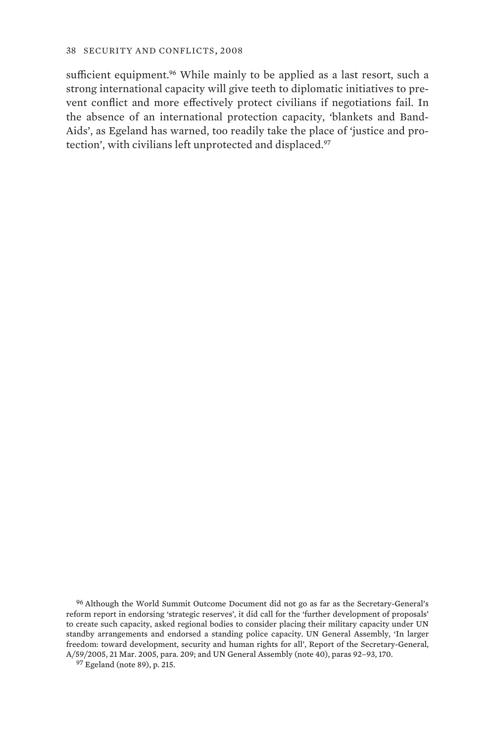sufficient equipment.[96] While mainly to be applied as a last resort, such a strong international capacity will give teeth to diplomatic initiatives to prevent conflict and more effectively protect civilians if negotiations fail. In the absence of an international protection capacity, 'blankets and Band-Aids', as Egeland has warned, too readily take the place of 'justice and protection', with civilians left unprotected and displaced.[97]

[96] Although the World Summit Outcome Document did not go as far as the Secretary-General's reform report in endorsing 'strategic reserves', it did call for the 'further development of proposals' to create such capacity, asked regional bodies to consider placing their military capacity under UN standby arrangements and endorsed a standing police capacity. UN General Assembly, 'In larger freedom: toward development, security and human rights for all', Report of the Secretary-General, A/59/2005, 21 Mar. 2005, para. 209; and UN General Assembly (note 40), paras 92–93, 170.

[97] Egeland (note 89), p. 215.